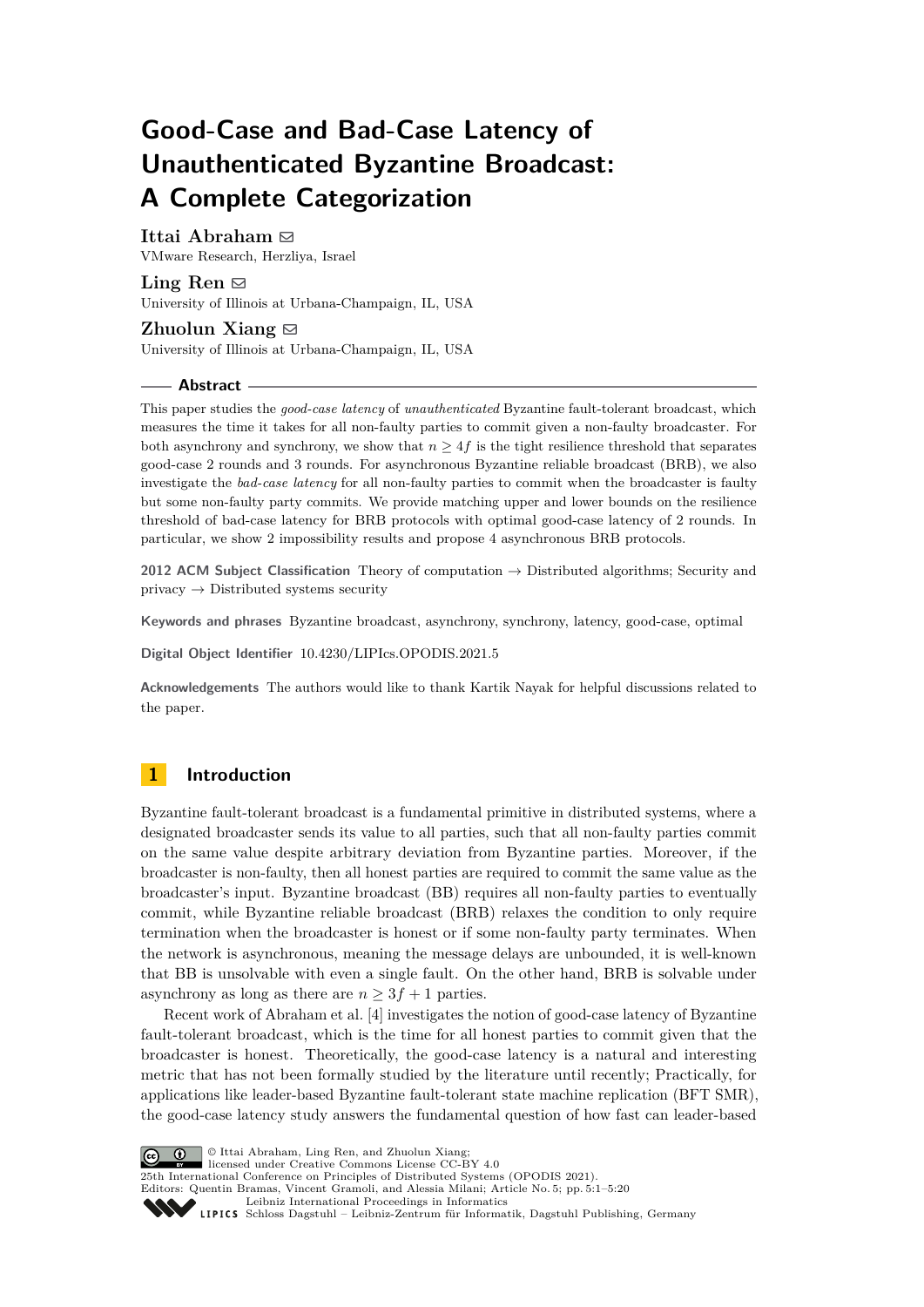# Good-Case and Bad-Case Latency of Unauthenticated Byzantine Broadcast: A Complete Categorization

**Ittai Abraham** ✉
VMware Research, Herzliya, Israel

**Ling Ren** ✉
University of Illinois at Urbana-Champaign, IL, USA

**Zhuolun Xiang** ✉
University of Illinois at Urbana-Champaign, IL, USA

## Abstract

This paper studies the *good-case latency* of *unauthenticated* Byzantine fault-tolerant broadcast, which measures the time it takes for all non-faulty parties to commit given a non-faulty broadcaster. For both asynchrony and synchrony, we show that $n \geq 4f$ is the tight resilience threshold that separates good-case 2 rounds and 3 rounds. For asynchronous Byzantine reliable broadcast (BRB), we also investigate the *bad-case latency* for all non-faulty parties to commit when the broadcaster is faulty but some non-faulty party commits. We provide matching upper and lower bounds on the resilience threshold of bad-case latency for BRB protocols with optimal good-case latency of 2 rounds. In particular, we show 2 impossibility results and propose 4 asynchronous BRB protocols.

**2012 ACM Subject Classification** Theory of computation → Distributed algorithms; Security and privacy → Distributed systems security

**Keywords and phrases** Byzantine broadcast, asynchrony, synchrony, latency, good-case, optimal

**Digital Object Identifier** 10.4230/LIPIcs.OPODIS.2021.5

**Acknowledgements** The authors would like to thank Kartik Nayak for helpful discussions related to the paper.

## 1 Introduction

Byzantine fault-tolerant broadcast is a fundamental primitive in distributed systems, where a designated broadcaster sends its value to all parties, such that all non-faulty parties commit on the same value despite arbitrary deviation from Byzantine parties. Moreover, if the broadcaster is non-faulty, then all honest parties are required to commit the same value as the broadcaster's input. Byzantine broadcast (BB) requires all non-faulty parties to eventually commit, while Byzantine reliable broadcast (BRB) relaxes the condition to only require termination when the broadcaster is honest or if some non-faulty party terminates. When the network is asynchronous, meaning the message delays are unbounded, it is well-known that BB is unsolvable with even a single fault. On the other hand, BRB is solvable under asynchrony as long as there are $n \geq 3f + 1$ parties.

Recent work of Abraham et al. [4] investigates the notion of good-case latency of Byzantine fault-tolerant broadcast, which is the time for all honest parties to commit given that the broadcaster is honest. Theoretically, the good-case latency is a natural and interesting metric that has not been formally studied by the literature until recently; Practically, for applications like leader-based Byzantine fault-tolerant state machine replication (BFT SMR), the good-case latency study answers the fundamental question of how fast can leader-based

© Ittai Abraham, Ling Ren, and Zhuolun Xiang;
licensed under Creative Commons License CC-BY 4.0
25th International Conference on Principles of Distributed Systems (OPODIS 2021).
Editors: Quentin Bramas, Vincent Gramoli, and Alessia Milani; Article No. 5; pp. 5:1–5:20
Leibniz International Proceedings in Informatics
Schloss Dagstuhl – Leibniz-Zentrum für Informatik, Dagstuhl Publishing, Germany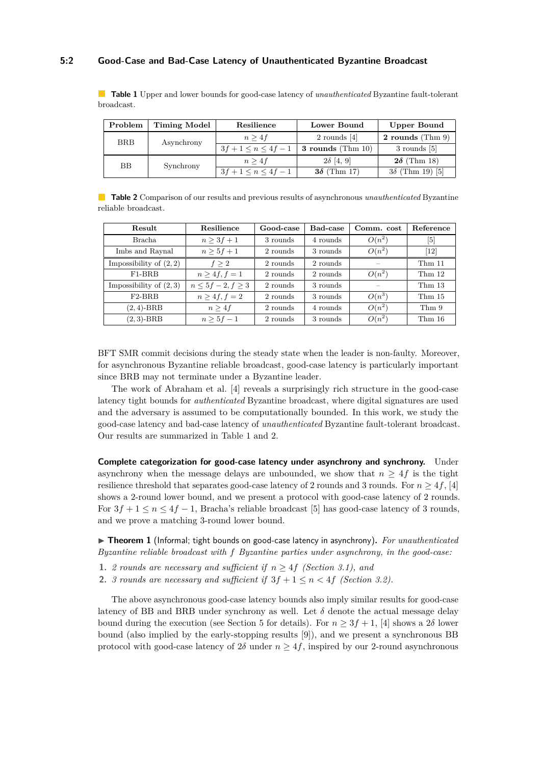**Table 1** Upper and lower bounds for good-case latency of *unauthenticated* Byzantine fault-tolerant broadcast.

| Problem | Timing Model | Resilience | Lower Bound | Upper Bound |
|---|---|---|---|---|
| BRB | Asynchrony | $n \geq 4f$ | 2 rounds [4] | **2 rounds** (Thm 9) |
| | | $3f+1 \leq n \leq 4f-1$ | **3 rounds** (Thm 10) | 3 rounds [5] |
| BB | Synchrony | $n \geq 4f$ | $2\delta$ [4, 9] | $\mathbf{2\delta}$ (Thm 18) |
| | | $3f+1 \leq n \leq 4f-1$ | $\mathbf{3\delta}$ (Thm 17) | $3\delta$ (Thm 19) [5] |

**Table 2** Comparison of our results and previous results of asynchronous *unauthenticated* Byzantine reliable broadcast.

| Result | Resilience | Good-case | Bad-case | Comm. cost | Reference |
|---|---|---|---|---|---|
| Bracha | $n \geq 3f+1$ | 3 rounds | 4 rounds | $O(n^2)$ | [5] |
| Imbs and Raynal | $n \geq 5f+1$ | 2 rounds | 3 rounds | $O(n^2)$ | [12] |
| Impossibility of $(2, 2)$ | $f \geq 2$ | 2 rounds | 2 rounds | – | Thm 11 |
| F1-BRB | $n \geq 4f, f = 1$ | 2 rounds | 2 rounds | $O(n^2)$ | Thm 12 |
| Impossibility of $(2, 3)$ | $n \leq 5f-2, f \geq 3$ | 2 rounds | 3 rounds | – | Thm 13 |
| F2-BRB | $n \geq 4f, f = 2$ | 2 rounds | 3 rounds | $O(n^3)$ | Thm 15 |
| $(2, 4)$-BRB | $n \geq 4f$ | 2 rounds | 4 rounds | $O(n^2)$ | Thm 9 |
| $(2, 3)$-BRB | $n \geq 5f-1$ | 2 rounds | 3 rounds | $O(n^2)$ | Thm 16 |

BFT SMR commit decisions during the steady state when the leader is non-faulty. Moreover, for asynchronous Byzantine reliable broadcast, good-case latency is particularly important since BRB may not terminate under a Byzantine leader.

The work of Abraham et al. [4] reveals a surprisingly rich structure in the good-case latency tight bounds for *authenticated* Byzantine broadcast, where digital signatures are used and the adversary is assumed to be computationally bounded. In this work, we study the good-case latency and bad-case latency of *unauthenticated* Byzantine fault-tolerant broadcast. Our results are summarized in Table 1 and 2.

**Complete categorization for good-case latency under asynchrony and synchrony.** Under asynchrony when the message delays are unbounded, we show that $n \geq 4f$ is the tight resilience threshold that separates good-case latency of 2 rounds and 3 rounds. For $n \geq 4f$, [4] shows a 2-round lower bound, and we present a protocol with good-case latency of 2 rounds. For $3f+1 \leq n \leq 4f-1$, Bracha's reliable broadcast [5] has good-case latency of 3 rounds, and we prove a matching 3-round lower bound.

▶ **Theorem 1** (Informal; tight bounds on good-case latency in asynchrony)**.** *For unauthenticated Byzantine reliable broadcast with $f$ Byzantine parties under asynchrony, in the good-case:*

1. *2 rounds are necessary and sufficient if $n \geq 4f$ (Section 3.1), and*
2. *3 rounds are necessary and sufficient if $3f+1 \leq n < 4f$ (Section 3.2).*

The above asynchronous good-case latency bounds also imply similar results for good-case latency of BB and BRB under synchrony as well. Let $\delta$ denote the actual message delay bound during the execution (see Section 5 for details). For $n \geq 3f+1$, [4] shows a $2\delta$ lower bound (also implied by the early-stopping results [9]), and we present a synchronous BB protocol with good-case latency of $2\delta$ under $n \geq 4f$, inspired by our 2-round asynchronous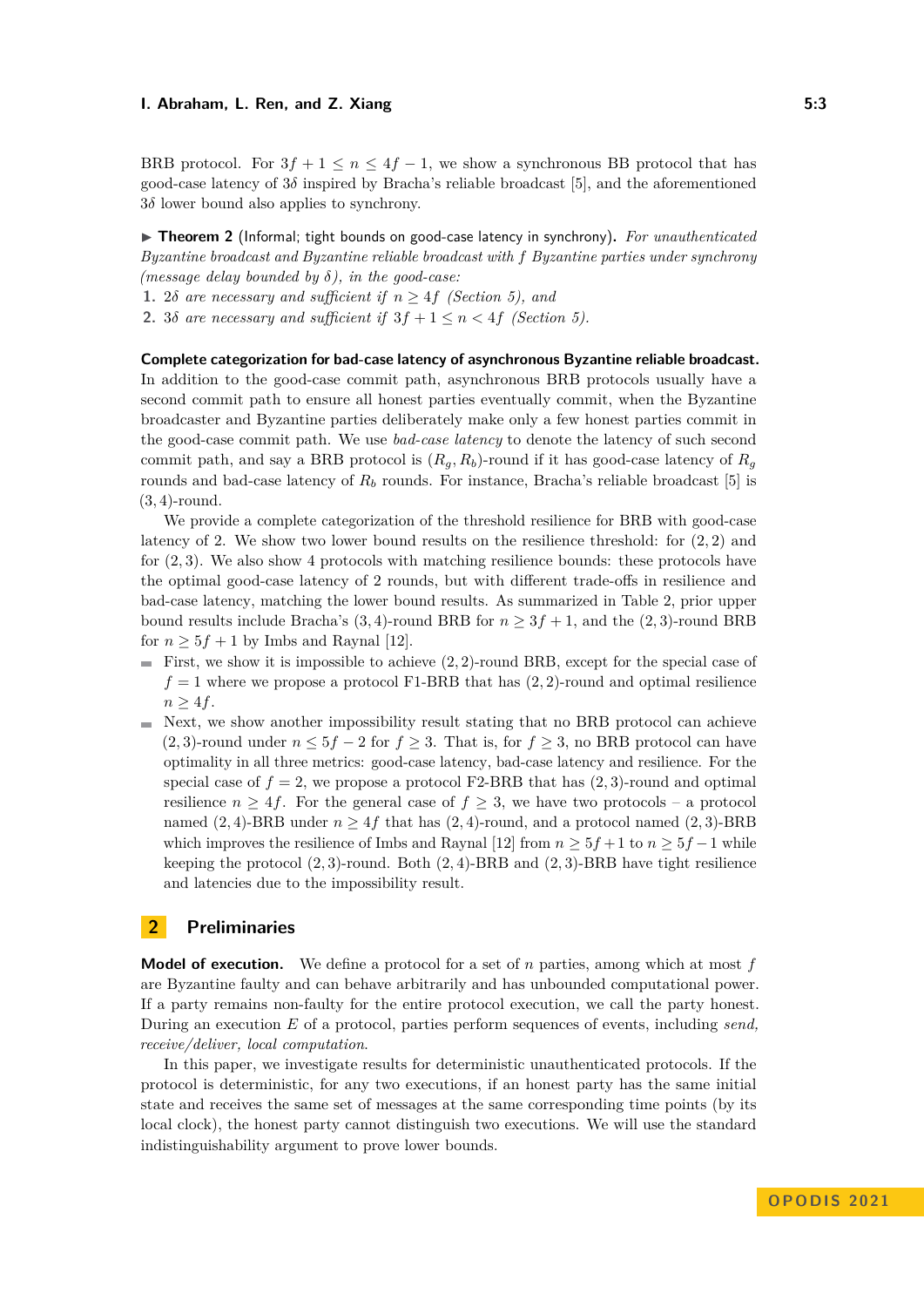BRB protocol. For $3f+1 \leq n \leq 4f-1$, we show a synchronous BB protocol that has good-case latency of $3\delta$ inspired by Bracha's reliable broadcast [5], and the aforementioned $3\delta$ lower bound also applies to synchrony.

▶ **Theorem 2** (Informal; tight bounds on good-case latency in synchrony). *For unauthenticated Byzantine broadcast and Byzantine reliable broadcast with $f$ Byzantine parties under synchrony (message delay bounded by $\delta$), in the good-case:*

1. *$2\delta$ are necessary and sufficient if $n \geq 4f$ (Section 5), and*
2. *$3\delta$ are necessary and sufficient if $3f+1 \leq n < 4f$ (Section 5).*

**Complete categorization for bad-case latency of asynchronous Byzantine reliable broadcast.** In addition to the good-case commit path, asynchronous BRB protocols usually have a second commit path to ensure all honest parties eventually commit, when the Byzantine broadcaster and Byzantine parties deliberately make only a few honest parties commit in the good-case commit path. We use *bad-case latency* to denote the latency of such second commit path, and say a BRB protocol is $(R_g, R_b)$-round if it has good-case latency of $R_g$ rounds and bad-case latency of $R_b$ rounds. For instance, Bracha's reliable broadcast [5] is $(3, 4)$-round.

We provide a complete categorization of the threshold resilience for BRB with good-case latency of 2. We show two lower bound results on the resilience threshold: for $(2, 2)$ and for $(2, 3)$. We also show 4 protocols with matching resilience bounds: these protocols have the optimal good-case latency of 2 rounds, but with different trade-offs in resilience and bad-case latency, matching the lower bound results. As summarized in Table 2, prior upper bound results include Bracha's $(3, 4)$-round BRB for $n \geq 3f+1$, and the $(2, 3)$-round BRB for $n \geq 5f+1$ by Imbs and Raynal [12].

- First, we show it is impossible to achieve $(2, 2)$-round BRB, except for the special case of $f = 1$ where we propose a protocol F1-BRB that has $(2, 2)$-round and optimal resilience $n \geq 4f$.
- Next, we show another impossibility result stating that no BRB protocol can achieve $(2, 3)$-round under $n \leq 5f-2$ for $f \geq 3$. That is, for $f \geq 3$, no BRB protocol can have optimality in all three metrics: good-case latency, bad-case latency and resilience. For the special case of $f = 2$, we propose a protocol F2-BRB that has $(2, 3)$-round and optimal resilience $n \geq 4f$. For the general case of $f \geq 3$, we have two protocols – a protocol named $(2, 4)$-BRB under $n \geq 4f$ that has $(2, 4)$-round, and a protocol named $(2, 3)$-BRB which improves the resilience of Imbs and Raynal [12] from $n \geq 5f+1$ to $n \geq 5f-1$ while keeping the protocol $(2, 3)$-round. Both $(2, 4)$-BRB and $(2, 3)$-BRB have tight resilience and latencies due to the impossibility result.

## 2 Preliminaries

**Model of execution.** We define a protocol for a set of $n$ parties, among which at most $f$ are Byzantine faulty and can behave arbitrarily and has unbounded computational power. If a party remains non-faulty for the entire protocol execution, we call the party honest. During an execution $E$ of a protocol, parties perform sequences of events, including *send, receive/deliver, local computation*.

In this paper, we investigate results for deterministic unauthenticated protocols. If the protocol is deterministic, for any two executions, if an honest party has the same initial state and receives the same set of messages at the same corresponding time points (by its local clock), the honest party cannot distinguish two executions. We will use the standard indistinguishability argument to prove lower bounds.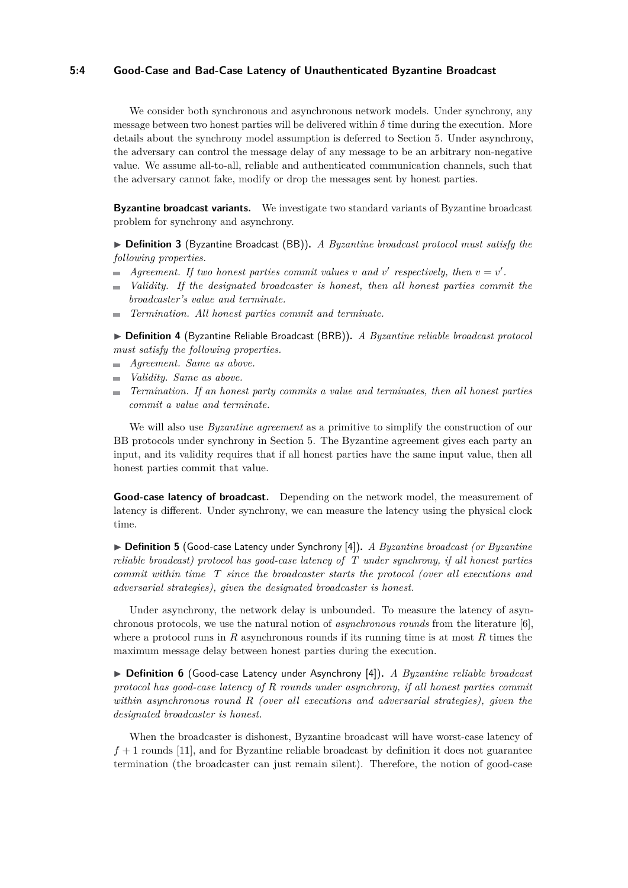We consider both synchronous and asynchronous network models. Under synchrony, any message between two honest parties will be delivered within $\delta$ time during the execution. More details about the synchrony model assumption is deferred to Section 5. Under asynchrony, the adversary can control the message delay of any message to be an arbitrary non-negative value. We assume all-to-all, reliable and authenticated communication channels, such that the adversary cannot fake, modify or drop the messages sent by honest parties.

**Byzantine broadcast variants.** We investigate two standard variants of Byzantine broadcast problem for synchrony and asynchrony.

▶ **Definition 3** (Byzantine Broadcast (BB)). *A Byzantine broadcast protocol must satisfy the following properties.*

- *Agreement. If two honest parties commit values $v$ and $v'$ respectively, then $v = v'$.*
- *Validity. If the designated broadcaster is honest, then all honest parties commit the broadcaster's value and terminate.*
- *Termination. All honest parties commit and terminate.*

▶ **Definition 4** (Byzantine Reliable Broadcast (BRB)). *A Byzantine reliable broadcast protocol must satisfy the following properties.*

- *Agreement. Same as above.*
- *Validity. Same as above.*
- *Termination. If an honest party commits a value and terminates, then all honest parties commit a value and terminate.*

We will also use *Byzantine agreement* as a primitive to simplify the construction of our BB protocols under synchrony in Section 5. The Byzantine agreement gives each party an input, and its validity requires that if all honest parties have the same input value, then all honest parties commit that value.

**Good-case latency of broadcast.** Depending on the network model, the measurement of latency is different. Under synchrony, we can measure the latency using the physical clock time.

▶ **Definition 5** (Good-case Latency under Synchrony [4]). *A Byzantine broadcast (or Byzantine reliable broadcast) protocol has good-case latency of $T$ under synchrony, if all honest parties commit within time $T$ since the broadcaster starts the protocol (over all executions and adversarial strategies), given the designated broadcaster is honest.*

Under asynchrony, the network delay is unbounded. To measure the latency of asynchronous protocols, we use the natural notion of *asynchronous rounds* from the literature [6], where a protocol runs in $R$ asynchronous rounds if its running time is at most $R$ times the maximum message delay between honest parties during the execution.

▶ **Definition 6** (Good-case Latency under Asynchrony [4]). *A Byzantine reliable broadcast protocol has good-case latency of $R$ rounds under asynchrony, if all honest parties commit within asynchronous round $R$ (over all executions and adversarial strategies), given the designated broadcaster is honest.*

When the broadcaster is dishonest, Byzantine broadcast will have worst-case latency of $f + 1$ rounds [11], and for Byzantine reliable broadcast by definition it does not guarantee termination (the broadcaster can just remain silent). Therefore, the notion of good-case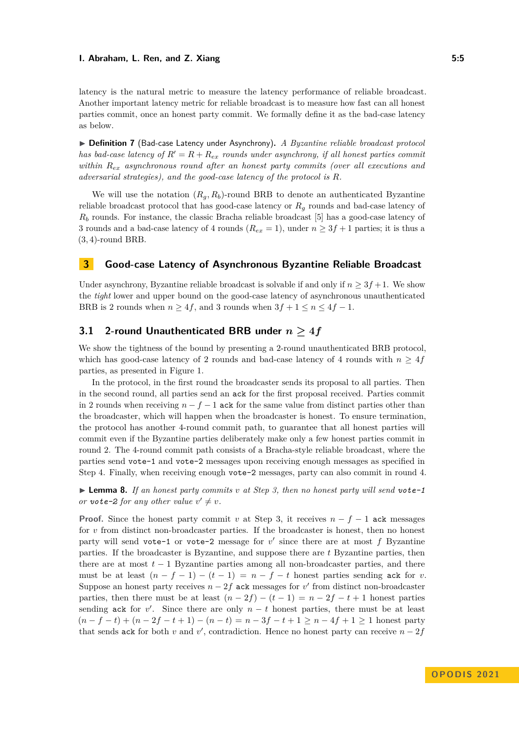latency is the natural metric to measure the latency performance of reliable broadcast. Another important latency metric for reliable broadcast is to measure how fast can all honest parties commit, once an honest party commit. We formally define it as the bad-case latency as below.

▶ **Definition 7** (Bad-case Latency under Asynchrony). *A Byzantine reliable broadcast protocol has bad-case latency of $R' = R + R_{ex}$ rounds under asynchrony, if all honest parties commit within $R_{ex}$ asynchronous round after an honest party commits (over all executions and adversarial strategies), and the good-case latency of the protocol is $R$.*

We will use the notation $(R_g, R_b)$-round BRB to denote an authenticated Byzantine reliable broadcast protocol that has good-case latency or $R_g$ rounds and bad-case latency of $R_b$ rounds. For instance, the classic Bracha reliable broadcast [5] has a good-case latency of 3 rounds and a bad-case latency of 4 rounds ($R_{ex} = 1$), under $n \geq 3f + 1$ parties; it is thus a $(3, 4)$-round BRB.

## 3 Good-case Latency of Asynchronous Byzantine Reliable Broadcast

Under asynchrony, Byzantine reliable broadcast is solvable if and only if $n \geq 3f + 1$. We show the *tight* lower and upper bound on the good-case latency of asynchronous unauthenticated BRB is 2 rounds when $n \geq 4f$, and 3 rounds when $3f + 1 \leq n \leq 4f - 1$.

### 3.1 2-round Unauthenticated BRB under $n \geq 4f$

We show the tightness of the bound by presenting a 2-round unauthenticated BRB protocol, which has good-case latency of 2 rounds and bad-case latency of 4 rounds with $n \geq 4f$ parties, as presented in Figure 1.

In the protocol, in the first round the broadcaster sends its proposal to all parties. Then in the second round, all parties send an `ack` for the first proposal received. Parties commit in 2 rounds when receiving $n - f - 1$ `ack` for the same value from distinct parties other than the broadcaster, which will happen when the broadcaster is honest. To ensure termination, the protocol has another 4-round commit path, to guarantee that all honest parties will commit even if the Byzantine parties deliberately make only a few honest parties commit in round 2. The 4-round commit path consists of a Bracha-style reliable broadcast, where the parties send `vote-1` and `vote-2` messages upon receiving enough messages as specified in Step 4. Finally, when receiving enough `vote-2` messages, party can also commit in round 4.

▶ **Lemma 8.** *If an honest party commits $v$ at Step 3, then no honest party will send `vote-1` or `vote-2` for any other value $v' \neq v$.*

**Proof.** Since the honest party commit $v$ at Step 3, it receives $n - f - 1$ `ack` messages for $v$ from distinct non-broadcaster parties. If the broadcaster is honest, then no honest party will send `vote-1` or `vote-2` message for $v'$ since there are at most $f$ Byzantine parties. If the broadcaster is Byzantine, and suppose there are $t$ Byzantine parties, then there are at most $t - 1$ Byzantine parties among all non-broadcaster parties, and there must be at least $(n - f - 1) - (t - 1) = n - f - t$ honest parties sending `ack` for $v$. Suppose an honest party receives $n - 2f$ `ack` messages for $v'$ from distinct non-broadcaster parties, then there must be at least $(n - 2f) - (t - 1) = n - 2f - t + 1$ honest parties sending `ack` for $v'$. Since there are only $n - t$ honest parties, there must be at least $(n - f - t) + (n - 2f - t + 1) - (n - t) = n - 3f - t + 1 \geq n - 4f + 1 \geq 1$ honest party that sends `ack` for both $v$ and $v'$, contradiction. Hence no honest party can receive $n - 2f$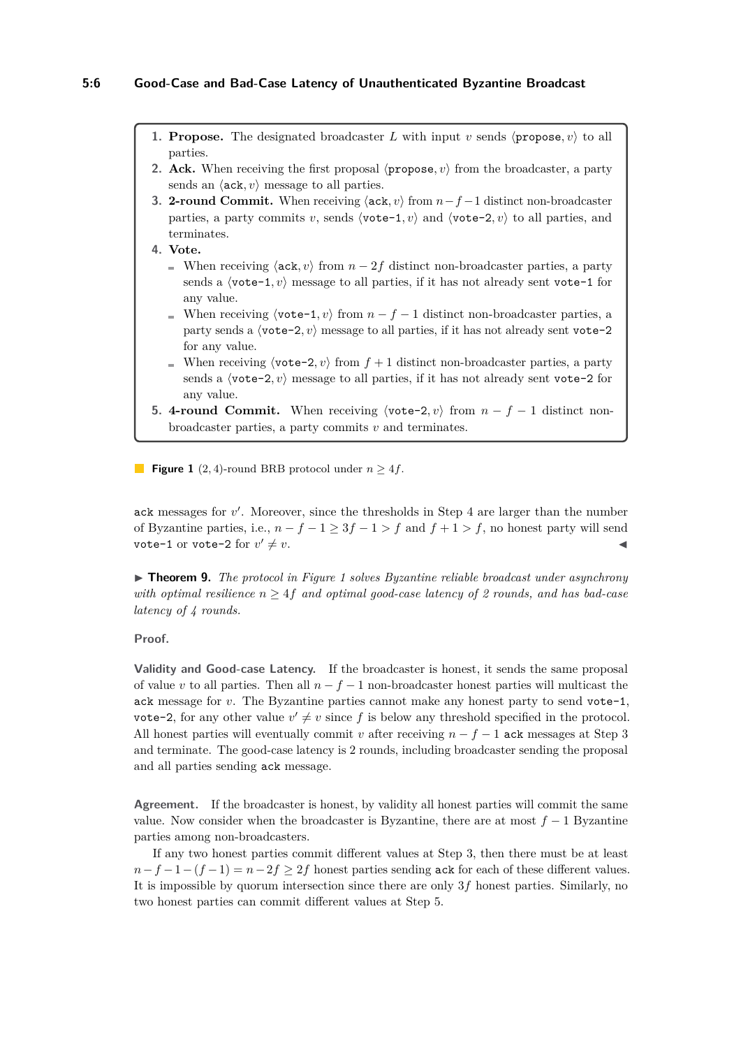1. **Propose.** The designated broadcaster $L$ with input $v$ sends $\langle \texttt{propose}, v \rangle$ to all parties.
2. **Ack.** When receiving the first proposal $\langle \texttt{propose}, v \rangle$ from the broadcaster, a party sends an $\langle \texttt{ack}, v \rangle$ message to all parties.
3. **2-round Commit.** When receiving $\langle \texttt{ack}, v \rangle$ from $n-f-1$ distinct non-broadcaster parties, a party commits $v$, sends $\langle \texttt{vote-1}, v \rangle$ and $\langle \texttt{vote-2}, v \rangle$ to all parties, and terminates.
4. **Vote.**
   - When receiving $\langle \texttt{ack}, v \rangle$ from $n-2f$ distinct non-broadcaster parties, a party sends a $\langle \texttt{vote-1}, v \rangle$ message to all parties, if it has not already sent `vote-1` for any value.
   - When receiving $\langle \texttt{vote-1}, v \rangle$ from $n-f-1$ distinct non-broadcaster parties, a party sends a $\langle \texttt{vote-2}, v \rangle$ message to all parties, if it has not already sent `vote-2` for any value.
   - When receiving $\langle \texttt{vote-2}, v \rangle$ from $f+1$ distinct non-broadcaster parties, a party sends a $\langle \texttt{vote-2}, v \rangle$ message to all parties, if it has not already sent `vote-2` for any value.
5. **4-round Commit.** When receiving $\langle \texttt{vote-2}, v \rangle$ from $n-f-1$ distinct non-broadcaster parties, a party commits $v$ and terminates.

**Figure 1** $(2,4)$-round BRB protocol under $n \geq 4f$.

`ack` messages for $v'$. Moreover, since the thresholds in Step 4 are larger than the number of Byzantine parties, i.e., $n-f-1 \geq 3f-1 > f$ and $f+1 > f$, no honest party will send `vote-1` or `vote-2` for $v' \neq v$. ◀

▶ **Theorem 9.** *The protocol in Figure 1 solves Byzantine reliable broadcast under asynchrony with optimal resilience $n \geq 4f$ and optimal good-case latency of 2 rounds, and has bad-case latency of 4 rounds.*

**Proof.**

**Validity and Good-case Latency.** If the broadcaster is honest, it sends the same proposal of value $v$ to all parties. Then all $n-f-1$ non-broadcaster honest parties will multicast the `ack` message for $v$. The Byzantine parties cannot make any honest party to send `vote-1`, `vote-2`, for any other value $v' \neq v$ since $f$ is below any threshold specified in the protocol. All honest parties will eventually commit $v$ after receiving $n-f-1$ `ack` messages at Step 3 and terminate. The good-case latency is 2 rounds, including broadcaster sending the proposal and all parties sending `ack` message.

**Agreement.** If the broadcaster is honest, by validity all honest parties will commit the same value. Now consider when the broadcaster is Byzantine, there are at most $f-1$ Byzantine parties among non-broadcasters.

If any two honest parties commit different values at Step 3, then there must be at least $n-f-1-(f-1) = n-2f \geq 2f$ honest parties sending `ack` for each of these different values. It is impossible by quorum intersection since there are only $3f$ honest parties. Similarly, no two honest parties can commit different values at Step 5.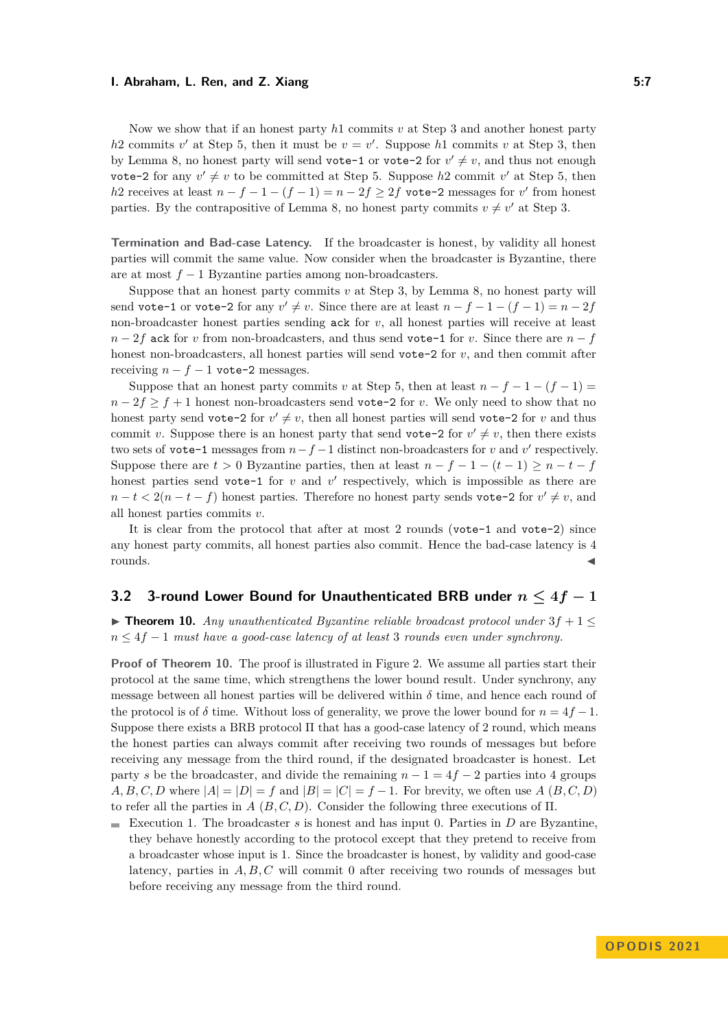Now we show that if an honest party $h1$ commits $v$ at Step 3 and another honest party $h2$ commits $v'$ at Step 5, then it must be $v = v'$. Suppose $h1$ commits $v$ at Step 3, then by Lemma 8, no honest party will send `vote-1` or `vote-2` for $v' \neq v$, and thus not enough `vote-2` for any $v' \neq v$ to be committed at Step 5. Suppose $h2$ commit $v'$ at Step 5, then $h2$ receives at least $n - f - 1 - (f - 1) = n - 2f \geq 2f$ `vote-2` messages for $v'$ from honest parties. By the contrapositive of Lemma 8, no honest party commits $v \neq v'$ at Step 3.

**Termination and Bad-case Latency.** If the broadcaster is honest, by validity all honest parties will commit the same value. Now consider when the broadcaster is Byzantine, there are at most $f - 1$ Byzantine parties among non-broadcasters.

Suppose that an honest party commits $v$ at Step 3, by Lemma 8, no honest party will send `vote-1` or `vote-2` for any $v' \neq v$. Since there are at least $n - f - 1 - (f - 1) = n - 2f$ non-broadcaster honest parties sending `ack` for $v$, all honest parties will receive at least $n - 2f$ `ack` for $v$ from non-broadcasters, and thus send `vote-1` for $v$. Since there are $n - f$ honest non-broadcasters, all honest parties will send `vote-2` for $v$, and then commit after receiving $n - f - 1$ `vote-2` messages.

Suppose that an honest party commits $v$ at Step 5, then at least $n - f - 1 - (f - 1) = n - 2f \geq f + 1$ honest non-broadcasters send `vote-2` for $v$. We only need to show that no honest party send `vote-2` for $v' \neq v$, then all honest parties will send `vote-2` for $v$ and thus commit $v$. Suppose there is an honest party that send `vote-2` for $v' \neq v$, then there exists two sets of `vote-1` messages from $n - f - 1$ distinct non-broadcasters for $v$ and $v'$ respectively. Suppose there are $t > 0$ Byzantine parties, then at least $n - f - 1 - (t - 1) \geq n - t - f$ honest parties send `vote-1` for $v$ and $v'$ respectively, which is impossible as there are $n - t < 2(n - t - f)$ honest parties. Therefore no honest party sends `vote-2` for $v' \neq v$, and all honest parties commits $v$.

It is clear from the protocol that after at most 2 rounds (`vote-1` and `vote-2`) since any honest party commits, all honest parties also commit. Hence the bad-case latency is 4 rounds. ◀

## 3.2 3-round Lower Bound for Unauthenticated BRB under $n \leq 4f - 1$

▶ **Theorem 10.** *Any unauthenticated Byzantine reliable broadcast protocol under $3f + 1 \leq n \leq 4f - 1$ must have a good-case latency of at least 3 rounds even under synchrony.*

**Proof of Theorem 10.** The proof is illustrated in Figure 2. We assume all parties start their protocol at the same time, which strengthens the lower bound result. Under synchrony, any message between all honest parties will be delivered within $\delta$ time, and hence each round of the protocol is of $\delta$ time. Without loss of generality, we prove the lower bound for $n = 4f - 1$. Suppose there exists a BRB protocol $\Pi$ that has a good-case latency of 2 round, which means the honest parties can always commit after receiving two rounds of messages but before receiving any message from the third round, if the designated broadcaster is honest. Let party $s$ be the broadcaster, and divide the remaining $n - 1 = 4f - 2$ parties into 4 groups $A, B, C, D$ where $|A| = |D| = f$ and $|B| = |C| = f - 1$. For brevity, we often use $A$ $(B, C, D)$ to refer all the parties in $A$ $(B, C, D)$. Consider the following three executions of $\Pi$.

- Execution 1. The broadcaster $s$ is honest and has input 0. Parties in $D$ are Byzantine, they behave honestly according to the protocol except that they pretend to receive from a broadcaster whose input is 1. Since the broadcaster is honest, by validity and good-case latency, parties in $A, B, C$ will commit 0 after receiving two rounds of messages but before receiving any message from the third round.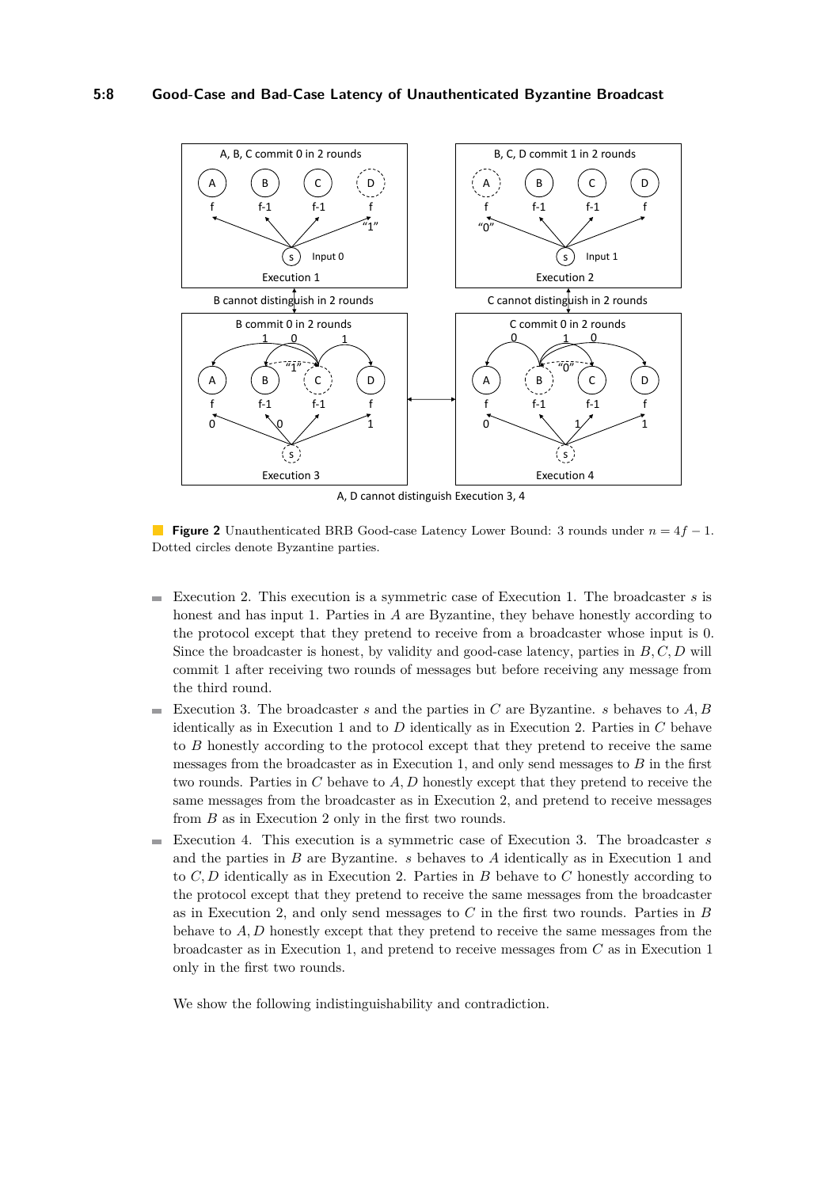**Figure 2** Unauthenticated BRB Good-case Latency Lower Bound: 3 rounds under $n = 4f - 1$. Dotted circles denote Byzantine parties.

- Execution 2. This execution is a symmetric case of Execution 1. The broadcaster $s$ is honest and has input 1. Parties in $A$ are Byzantine, they behave honestly according to the protocol except that they pretend to receive from a broadcaster whose input is 0. Since the broadcaster is honest, by validity and good-case latency, parties in $B, C, D$ will commit 1 after receiving two rounds of messages but before receiving any message from the third round.
- Execution 3. The broadcaster $s$ and the parties in $C$ are Byzantine. $s$ behaves to $A, B$ identically as in Execution 1 and to $D$ identically as in Execution 2. Parties in $C$ behave to $B$ honestly according to the protocol except that they pretend to receive the same messages from the broadcaster as in Execution 1, and only send messages to $B$ in the first two rounds. Parties in $C$ behave to $A, D$ honestly except that they pretend to receive the same messages from the broadcaster as in Execution 2, and pretend to receive messages from $B$ as in Execution 2 only in the first two rounds.
- Execution 4. This execution is a symmetric case of Execution 3. The broadcaster $s$ and the parties in $B$ are Byzantine. $s$ behaves to $A$ identically as in Execution 1 and to $C, D$ identically as in Execution 2. Parties in $B$ behave to $C$ honestly according to the protocol except that they pretend to receive the same messages from the broadcaster as in Execution 2, and only send messages to $C$ in the first two rounds. Parties in $B$ behave to $A, D$ honestly except that they pretend to receive the same messages from the broadcaster as in Execution 1, and pretend to receive messages from $C$ as in Execution 1 only in the first two rounds.

We show the following indistinguishability and contradiction.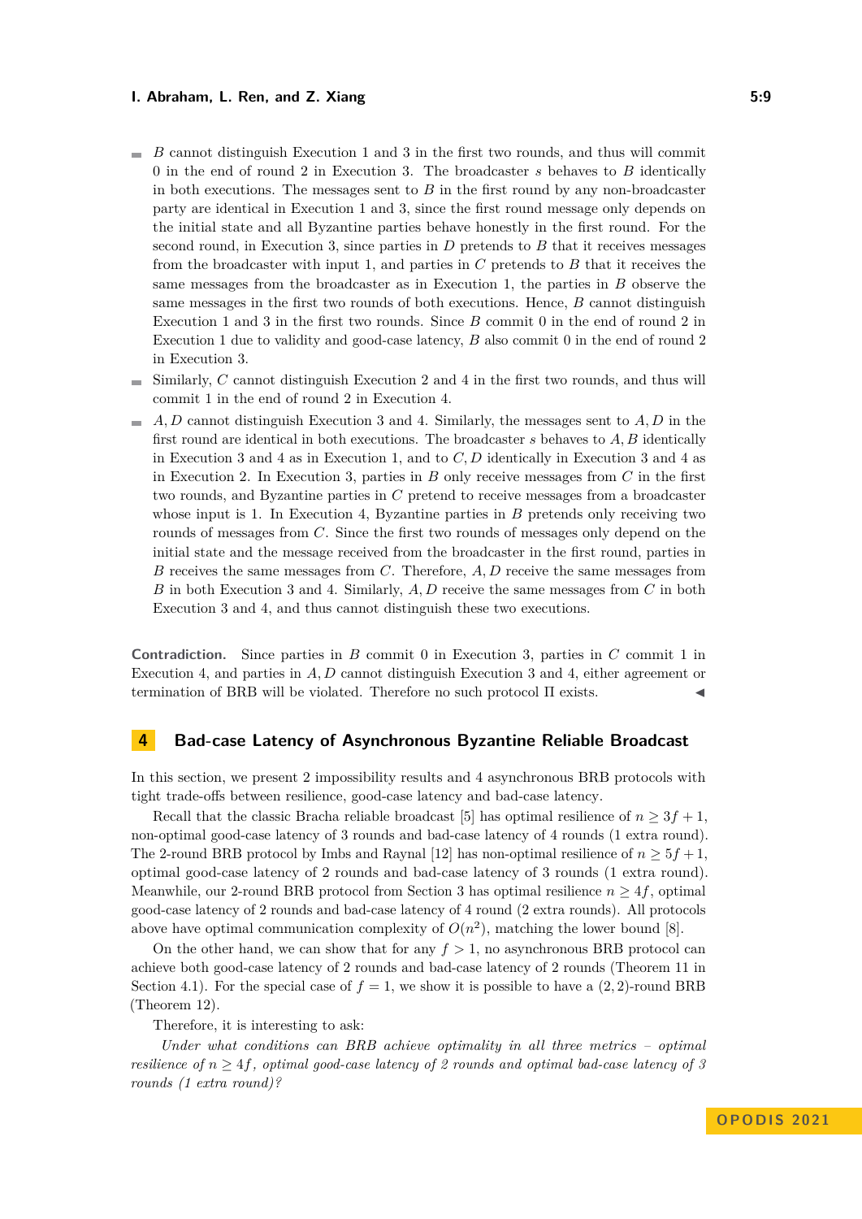- $B$ cannot distinguish Execution 1 and 3 in the first two rounds, and thus will commit 0 in the end of round 2 in Execution 3. The broadcaster $s$ behaves to $B$ identically in both executions. The messages sent to $B$ in the first round by any non-broadcaster party are identical in Execution 1 and 3, since the first round message only depends on the initial state and all Byzantine parties behave honestly in the first round. For the second round, in Execution 3, since parties in $D$ pretends to $B$ that it receives messages from the broadcaster with input 1, and parties in $C$ pretends to $B$ that it receives the same messages from the broadcaster as in Execution 1, the parties in $B$ observe the same messages in the first two rounds of both executions. Hence, $B$ cannot distinguish Execution 1 and 3 in the first two rounds. Since $B$ commit 0 in the end of round 2 in Execution 1 due to validity and good-case latency, $B$ also commit 0 in the end of round 2 in Execution 3.
- Similarly, $C$ cannot distinguish Execution 2 and 4 in the first two rounds, and thus will commit 1 in the end of round 2 in Execution 4.
- $A, D$ cannot distinguish Execution 3 and 4. Similarly, the messages sent to $A, D$ in the first round are identical in both executions. The broadcaster $s$ behaves to $A, B$ identically in Execution 3 and 4 as in Execution 1, and to $C, D$ identically in Execution 3 and 4 as in Execution 2. In Execution 3, parties in $B$ only receive messages from $C$ in the first two rounds, and Byzantine parties in $C$ pretend to receive messages from a broadcaster whose input is 1. In Execution 4, Byzantine parties in $B$ pretends only receiving two rounds of messages from $C$. Since the first two rounds of messages only depend on the initial state and the message received from the broadcaster in the first round, parties in $B$ receives the same messages from $C$. Therefore, $A, D$ receive the same messages from $B$ in both Execution 3 and 4. Similarly, $A, D$ receive the same messages from $C$ in both Execution 3 and 4, and thus cannot distinguish these two executions.

**Contradiction.** Since parties in $B$ commit 0 in Execution 3, parties in $C$ commit 1 in Execution 4, and parties in $A, D$ cannot distinguish Execution 3 and 4, either agreement or termination of BRB will be violated. Therefore no such protocol $\Pi$ exists. ◀

## 4 Bad-case Latency of Asynchronous Byzantine Reliable Broadcast

In this section, we present 2 impossibility results and 4 asynchronous BRB protocols with tight trade-offs between resilience, good-case latency and bad-case latency.

Recall that the classic Bracha reliable broadcast [5] has optimal resilience of $n \geq 3f+1$, non-optimal good-case latency of 3 rounds and bad-case latency of 4 rounds (1 extra round). The 2-round BRB protocol by Imbs and Raynal [12] has non-optimal resilience of $n \geq 5f+1$, optimal good-case latency of 2 rounds and bad-case latency of 3 rounds (1 extra round). Meanwhile, our 2-round BRB protocol from Section 3 has optimal resilience $n \geq 4f$, optimal good-case latency of 2 rounds and bad-case latency of 4 round (2 extra rounds). All protocols above have optimal communication complexity of $O(n^2)$, matching the lower bound [8].

On the other hand, we can show that for any $f > 1$, no asynchronous BRB protocol can achieve both good-case latency of 2 rounds and bad-case latency of 2 rounds (Theorem 11 in Section 4.1). For the special case of $f = 1$, we show it is possible to have a $(2, 2)$-round BRB (Theorem 12).

Therefore, it is interesting to ask:

*Under what conditions can BRB achieve optimality in all three metrics – optimal resilience of $n \geq 4f$, optimal good-case latency of 2 rounds and optimal bad-case latency of 3 rounds (1 extra round)?*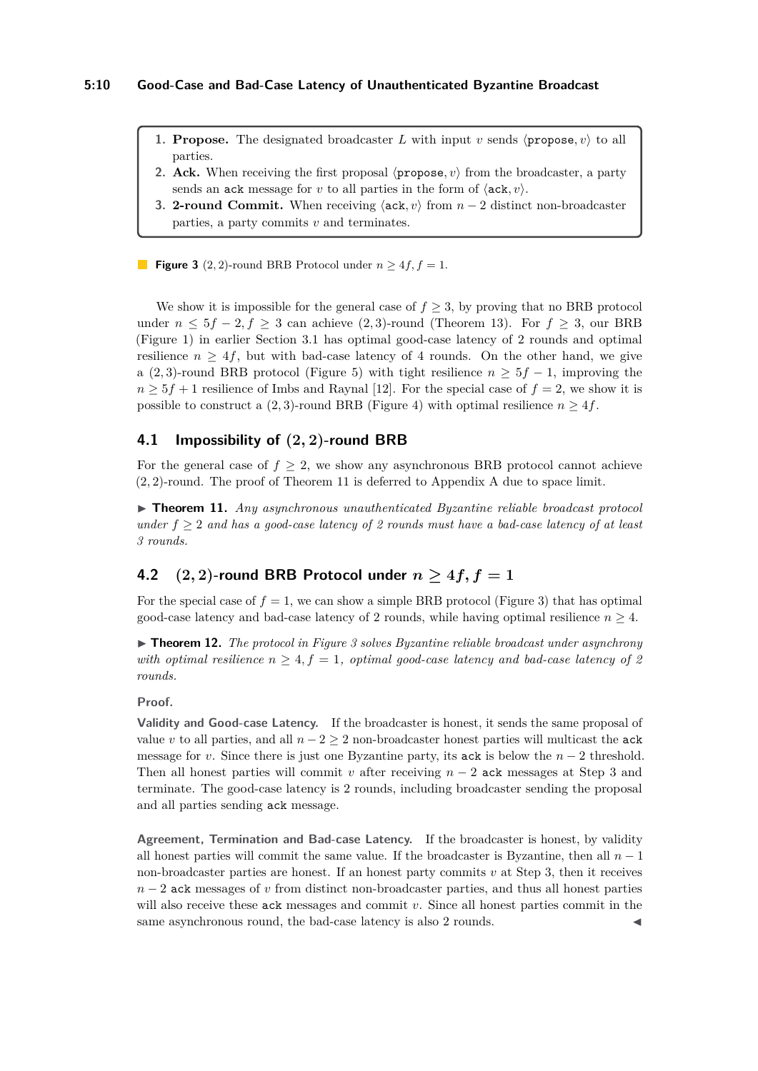1. **Propose.** The designated broadcaster $L$ with input $v$ sends $\langle \texttt{propose}, v \rangle$ to all parties.
2. **Ack.** When receiving the first proposal $\langle \texttt{propose}, v \rangle$ from the broadcaster, a party sends an ack message for $v$ to all parties in the form of $\langle \texttt{ack}, v \rangle$.
3. **2-round Commit.** When receiving $\langle \texttt{ack}, v \rangle$ from $n-2$ distinct non-broadcaster parties, a party commits $v$ and terminates.

**Figure 3** $(2, 2)$-round BRB Protocol under $n \geq 4f, f = 1$.

We show it is impossible for the general case of $f \geq 3$, by proving that no BRB protocol under $n \leq 5f - 2, f \geq 3$ can achieve $(2, 3)$-round (Theorem 13). For $f \geq 3$, our BRB (Figure 1) in earlier Section 3.1 has optimal good-case latency of 2 rounds and optimal resilience $n \geq 4f$, but with bad-case latency of 4 rounds. On the other hand, we give a $(2, 3)$-round BRB protocol (Figure 5) with tight resilience $n \geq 5f - 1$, improving the $n \geq 5f + 1$ resilience of Imbs and Raynal [12]. For the special case of $f = 2$, we show it is possible to construct a $(2, 3)$-round BRB (Figure 4) with optimal resilience $n \geq 4f$.

## 4.1 Impossibility of $(2, 2)$-round BRB

For the general case of $f \geq 2$, we show any asynchronous BRB protocol cannot achieve $(2, 2)$-round. The proof of Theorem 11 is deferred to Appendix A due to space limit.

▶ **Theorem 11.** *Any asynchronous unauthenticated Byzantine reliable broadcast protocol under $f \geq 2$ and has a good-case latency of 2 rounds must have a bad-case latency of at least 3 rounds.*

## 4.2 $(2, 2)$-round BRB Protocol under $n \geq 4f, f = 1$

For the special case of $f = 1$, we can show a simple BRB protocol (Figure 3) that has optimal good-case latency and bad-case latency of 2 rounds, while having optimal resilience $n \geq 4$.

▶ **Theorem 12.** *The protocol in Figure 3 solves Byzantine reliable broadcast under asynchrony with optimal resilience $n \geq 4, f = 1$, optimal good-case latency and bad-case latency of 2 rounds.*

**Proof.**

**Validity and Good-case Latency.** If the broadcaster is honest, it sends the same proposal of value $v$ to all parties, and all $n - 2 \geq 2$ non-broadcaster honest parties will multicast the ack message for $v$. Since there is just one Byzantine party, its ack is below the $n - 2$ threshold. Then all honest parties will commit $v$ after receiving $n - 2$ ack messages at Step 3 and terminate. The good-case latency is 2 rounds, including broadcaster sending the proposal and all parties sending ack message.

**Agreement, Termination and Bad-case Latency.** If the broadcaster is honest, by validity all honest parties will commit the same value. If the broadcaster is Byzantine, then all $n - 1$ non-broadcaster parties are honest. If an honest party commits $v$ at Step 3, then it receives $n - 2$ ack messages of $v$ from distinct non-broadcaster parties, and thus all honest parties will also receive these ack messages and commit $v$. Since all honest parties commit in the same asynchronous round, the bad-case latency is also 2 rounds. ◀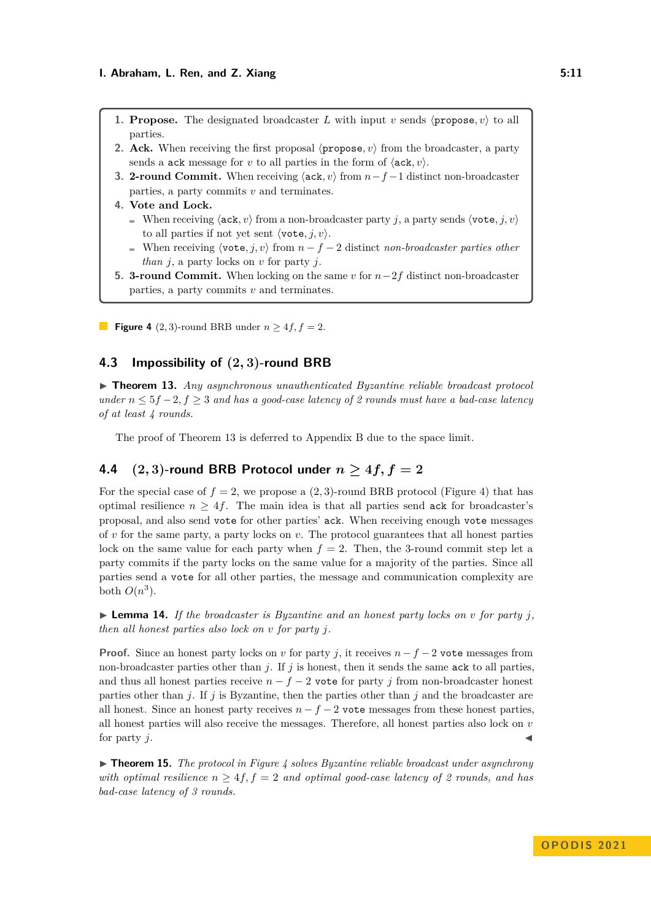1. **Propose.** The designated broadcaster $L$ with input $v$ sends $\langle \texttt{propose}, v \rangle$ to all parties.
2. **Ack.** When receiving the first proposal $\langle \texttt{propose}, v \rangle$ from the broadcaster, a party sends a `ack` message for $v$ to all parties in the form of $\langle \texttt{ack}, v \rangle$.
3. **2-round Commit.** When receiving $\langle \texttt{ack}, v \rangle$ from $n - f - 1$ distinct non-broadcaster parties, a party commits $v$ and terminates.
4. **Vote and Lock.**
   - When receiving $\langle \texttt{ack}, v \rangle$ from a non-broadcaster party $j$, a party sends $\langle \texttt{vote}, j, v \rangle$ to all parties if not yet sent $\langle \texttt{vote}, j, v \rangle$.
   - When receiving $\langle \texttt{vote}, j, v \rangle$ from $n - f - 2$ distinct *non-broadcaster parties other than* $j$, a party locks on $v$ for party $j$.
5. **3-round Commit.** When locking on the same $v$ for $n - 2f$ distinct non-broadcaster parties, a party commits $v$ and terminates.

**Figure 4** $(2, 3)$-round BRB under $n \geq 4f, f = 2$.

### 4.3 Impossibility of $(2, 3)$-round BRB

**Theorem 13.** *Any asynchronous unauthenticated Byzantine reliable broadcast protocol under $n \leq 5f - 2, f \geq 3$ and has a good-case latency of 2 rounds must have a bad-case latency of at least 4 rounds.*

The proof of Theorem 13 is deferred to Appendix B due to the space limit.

### 4.4 $(2, 3)$-round BRB Protocol under $n \geq 4f, f = 2$

For the special case of $f = 2$, we propose a $(2, 3)$-round BRB protocol (Figure 4) that has optimal resilience $n \geq 4f$. The main idea is that all parties send `ack` for broadcaster's proposal, and also send `vote` for other parties' `ack`. When receiving enough `vote` messages of $v$ for the same party, a party locks on $v$. The protocol guarantees that all honest parties lock on the same value for each party when $f = 2$. Then, the 3-round commit step let a party commits if the party locks on the same value for a majority of the parties. Since all parties send a `vote` for all other parties, the message and communication complexity are both $O(n^3)$.

**Lemma 14.** *If the broadcaster is Byzantine and an honest party locks on $v$ for party $j$, then all honest parties also lock on $v$ for party $j$.*

**Proof.** Since an honest party locks on $v$ for party $j$, it receives $n - f - 2$ `vote` messages from non-broadcaster parties other than $j$. If $j$ is honest, then it sends the same `ack` to all parties, and thus all honest parties receive $n - f - 2$ `vote` for party $j$ from non-broadcaster honest parties other than $j$. If $j$ is Byzantine, then the parties other than $j$ and the broadcaster are all honest. Since an honest party receives $n - f - 2$ `vote` messages from these honest parties, all honest parties will also receive the messages. Therefore, all honest parties also lock on $v$ for party $j$. ◀

**Theorem 15.** *The protocol in Figure 4 solves Byzantine reliable broadcast under asynchrony with optimal resilience $n \geq 4f, f = 2$ and optimal good-case latency of 2 rounds, and has bad-case latency of 3 rounds.*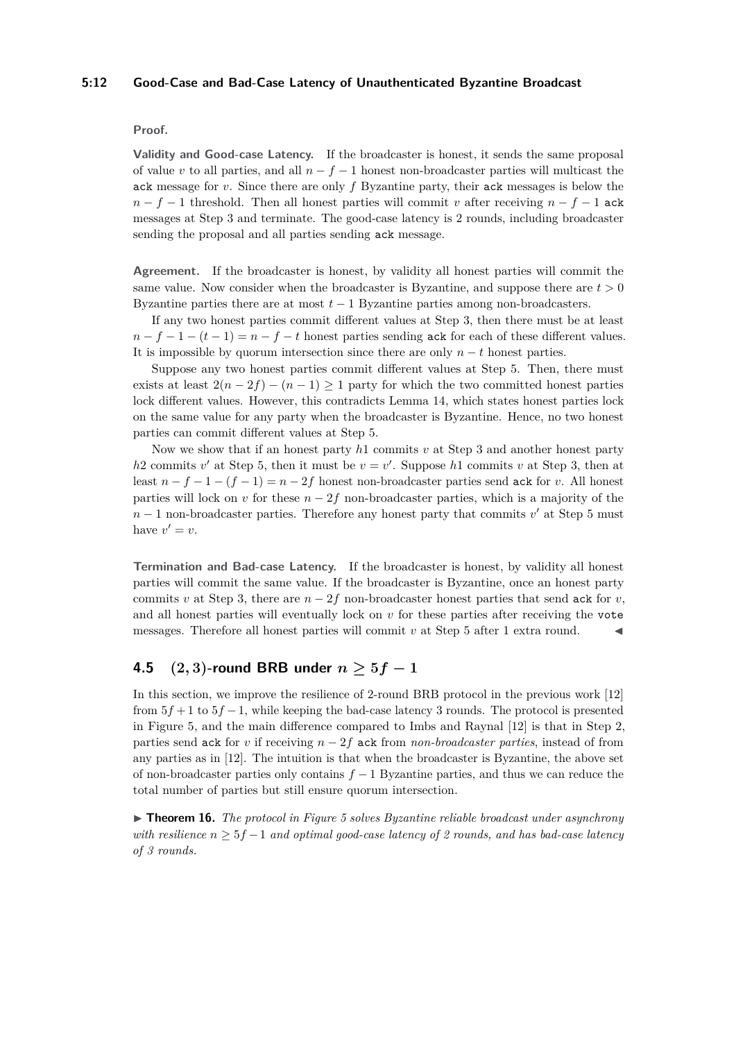**Proof.**

**Validity and Good-case Latency.** If the broadcaster is honest, it sends the same proposal of value $v$ to all parties, and all $n-f-1$ honest non-broadcaster parties will multicast the ack message for $v$. Since there are only $f$ Byzantine party, their ack messages is below the $n-f-1$ threshold. Then all honest parties will commit $v$ after receiving $n-f-1$ ack messages at Step 3 and terminate. The good-case latency is 2 rounds, including broadcaster sending the proposal and all parties sending ack message.

**Agreement.** If the broadcaster is honest, by validity all honest parties will commit the same value. Now consider when the broadcaster is Byzantine, and suppose there are $t>0$ Byzantine parties there are at most $t-1$ Byzantine parties among non-broadcasters.

If any two honest parties commit different values at Step 3, then there must be at least $n-f-1-(t-1)=n-f-t$ honest parties sending ack for each of these different values. It is impossible by quorum intersection since there are only $n-t$ honest parties.

Suppose any two honest parties commit different values at Step 5. Then, there must exists at least $2(n-2f)-(n-1)\geq 1$ party for which the two committed honest parties lock different values. However, this contradicts Lemma 14, which states honest parties lock on the same value for any party when the broadcaster is Byzantine. Hence, no two honest parties can commit different values at Step 5.

Now we show that if an honest party $h1$ commits $v$ at Step 3 and another honest party $h2$ commits $v'$ at Step 5, then it must be $v=v'$. Suppose $h1$ commits $v$ at Step 3, then at least $n-f-1-(f-1)=n-2f$ honest non-broadcaster parties send ack for $v$. All honest parties will lock on $v$ for these $n-2f$ non-broadcaster parties, which is a majority of the $n-1$ non-broadcaster parties. Therefore any honest party that commits $v'$ at Step 5 must have $v'=v$.

**Termination and Bad-case Latency.** If the broadcaster is honest, by validity all honest parties will commit the same value. If the broadcaster is Byzantine, once an honest party commits $v$ at Step 3, there are $n-2f$ non-broadcaster honest parties that send ack for $v$, and all honest parties will eventually lock on $v$ for these parties after receiving the vote messages. Therefore all honest parties will commit $v$ at Step 5 after 1 extra round. ◀

## 4.5 $(2,3)$-round BRB under $n\geq 5f-1$

In this section, we improve the resilience of 2-round BRB protocol in the previous work [12] from $5f+1$ to $5f-1$, while keeping the bad-case latency 3 rounds. The protocol is presented in Figure 5, and the main difference compared to Imbs and Raynal [12] is that in Step 2, parties send ack for $v$ if receiving $n-2f$ ack from *non-broadcaster parties*, instead of from any parties as in [12]. The intuition is that when the broadcaster is Byzantine, the above set of non-broadcaster parties only contains $f-1$ Byzantine parties, and thus we can reduce the total number of parties but still ensure quorum intersection.

▶ **Theorem 16.** *The protocol in Figure 5 solves Byzantine reliable broadcast under asynchrony with resilience $n\geq 5f-1$ and optimal good-case latency of 2 rounds, and has bad-case latency of 3 rounds.*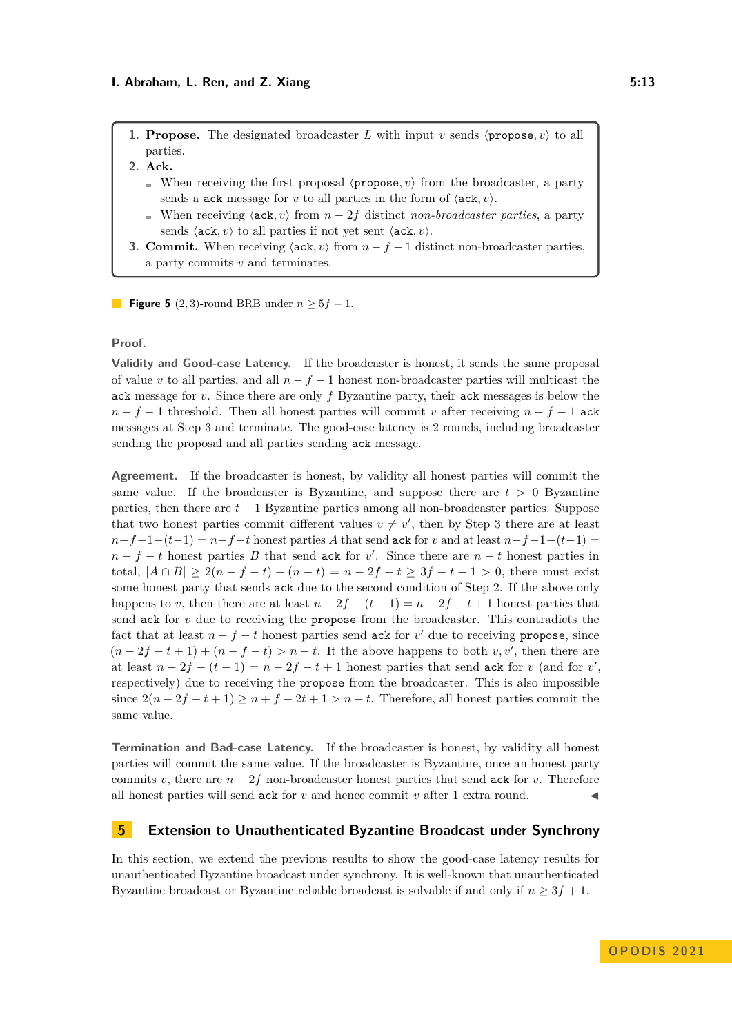1. **Propose.** The designated broadcaster $L$ with input $v$ sends $\langle \texttt{propose}, v \rangle$ to all parties.
2. **Ack.**
   - When receiving the first proposal $\langle \texttt{propose}, v \rangle$ from the broadcaster, a party sends a `ack` message for $v$ to all parties in the form of $\langle \texttt{ack}, v \rangle$.
   - When receiving $\langle \texttt{ack}, v \rangle$ from $n - 2f$ distinct *non-broadcaster parties*, a party sends $\langle \texttt{ack}, v \rangle$ to all parties if not yet sent $\langle \texttt{ack}, v \rangle$.
3. **Commit.** When receiving $\langle \texttt{ack}, v \rangle$ from $n - f - 1$ distinct non-broadcaster parties, a party commits $v$ and terminates.

**Figure 5** $(2, 3)$-round BRB under $n \geq 5f - 1$.

**Proof.**

**Validity and Good-case Latency.** If the broadcaster is honest, it sends the same proposal of value $v$ to all parties, and all $n - f - 1$ honest non-broadcaster parties will multicast the `ack` message for $v$. Since there are only $f$ Byzantine party, their `ack` messages is below the $n - f - 1$ threshold. Then all honest parties will commit $v$ after receiving $n - f - 1$ `ack` messages at Step 3 and terminate. The good-case latency is 2 rounds, including broadcaster sending the proposal and all parties sending `ack` message.

**Agreement.** If the broadcaster is honest, by validity all honest parties will commit the same value. If the broadcaster is Byzantine, and suppose there are $t > 0$ Byzantine parties, then there are $t - 1$ Byzantine parties among all non-broadcaster parties. Suppose that two honest parties commit different values $v \neq v'$, then by Step 3 there are at least $n - f - 1 - (t - 1) = n - f - t$ honest parties $A$ that send `ack` for $v$ and at least $n - f - 1 - (t - 1) = n - f - t$ honest parties $B$ that send `ack` for $v'$. Since there are $n - t$ honest parties in total, $|A \cap B| \geq 2(n - f - t) - (n - t) = n - 2f - t \geq 3f - t - 1 > 0$, there must exist some honest party that sends `ack` due to the second condition of Step 2. If the above only happens to $v$, then there are at least $n - 2f - (t - 1) = n - 2f - t + 1$ honest parties that send `ack` for $v$ due to receiving the `propose` from the broadcaster. This contradicts the fact that at least $n - f - t$ honest parties send `ack` for $v'$ due to receiving `propose`, since $(n - 2f - t + 1) + (n - f - t) > n - t$. It the above happens to both $v, v'$, then there are at least $n - 2f - (t - 1) = n - 2f - t + 1$ honest parties that send `ack` for $v$ (and for $v'$, respectively) due to receiving the `propose` from the broadcaster. This is also impossible since $2(n - 2f - t + 1) \geq n + f - 2t + 1 > n - t$. Therefore, all honest parties commit the same value.

**Termination and Bad-case Latency.** If the broadcaster is honest, by validity all honest parties will commit the same value. If the broadcaster is Byzantine, once an honest party commits $v$, there are $n - 2f$ non-broadcaster honest parties that send `ack` for $v$. Therefore all honest parties will send `ack` for $v$ and hence commit $v$ after 1 extra round. ◀

## 5 Extension to Unauthenticated Byzantine Broadcast under Synchrony

In this section, we extend the previous results to show the good-case latency results for unauthenticated Byzantine broadcast under synchrony. It is well-known that unauthenticated Byzantine broadcast or Byzantine reliable broadcast is solvable if and only if $n \geq 3f + 1$.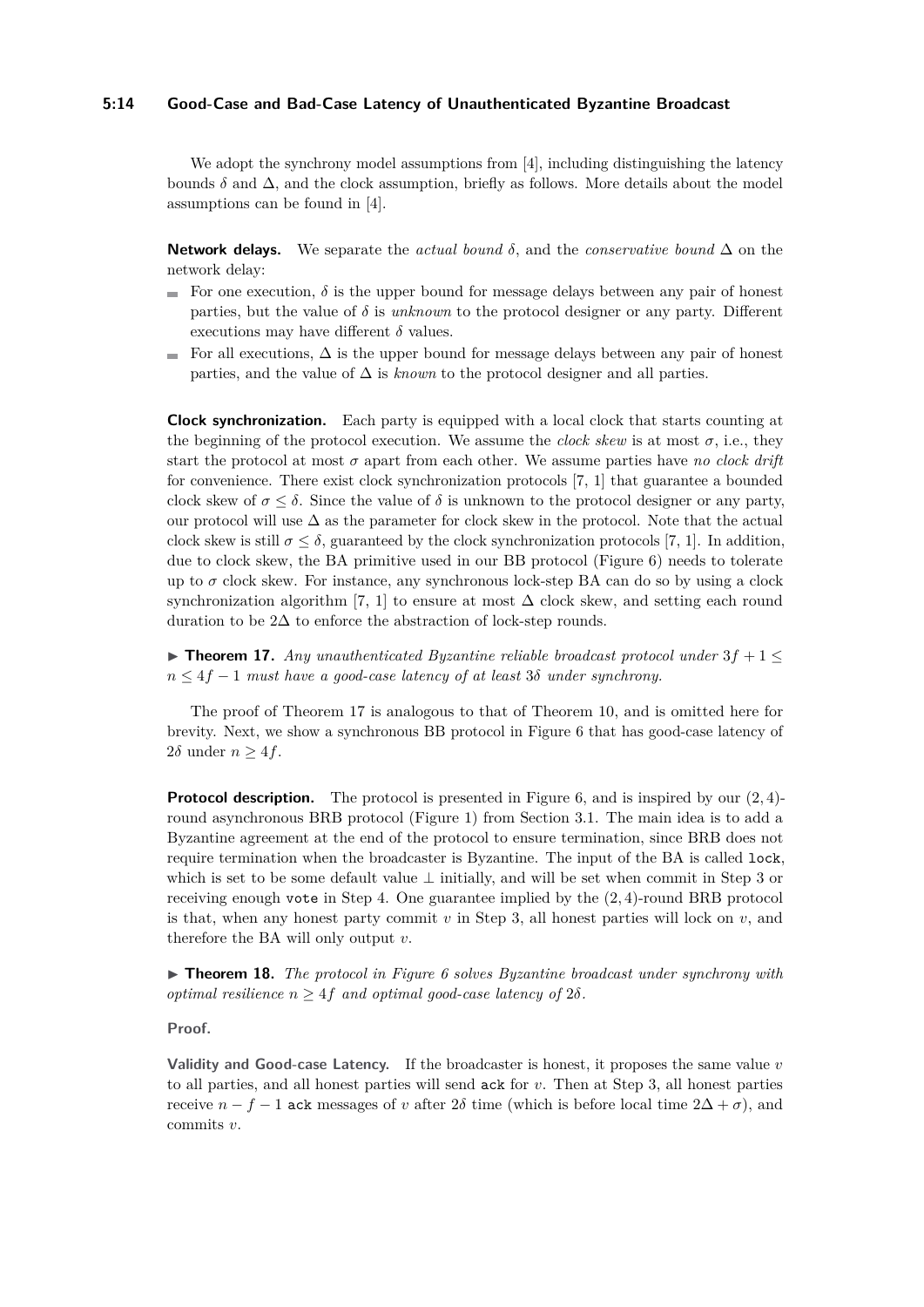We adopt the synchrony model assumptions from [4], including distinguishing the latency bounds $\delta$ and $\Delta$, and the clock assumption, briefly as follows. More details about the model assumptions can be found in [4].

**Network delays.** We separate the *actual bound* $\delta$, and the *conservative bound* $\Delta$ on the network delay:

- For one execution, $\delta$ is the upper bound for message delays between any pair of honest parties, but the value of $\delta$ is *unknown* to the protocol designer or any party. Different executions may have different $\delta$ values.
- For all executions, $\Delta$ is the upper bound for message delays between any pair of honest parties, and the value of $\Delta$ is *known* to the protocol designer and all parties.

**Clock synchronization.** Each party is equipped with a local clock that starts counting at the beginning of the protocol execution. We assume the *clock skew* is at most $\sigma$, i.e., they start the protocol at most $\sigma$ apart from each other. We assume parties have *no clock drift* for convenience. There exist clock synchronization protocols [7, 1] that guarantee a bounded clock skew of $\sigma \leq \delta$. Since the value of $\delta$ is unknown to the protocol designer or any party, our protocol will use $\Delta$ as the parameter for clock skew in the protocol. Note that the actual clock skew is still $\sigma \leq \delta$, guaranteed by the clock synchronization protocols [7, 1]. In addition, due to clock skew, the BA primitive used in our BB protocol (Figure 6) needs to tolerate up to $\sigma$ clock skew. For instance, any synchronous lock-step BA can do so by using a clock synchronization algorithm [7, 1] to ensure at most $\Delta$ clock skew, and setting each round duration to be $2\Delta$ to enforce the abstraction of lock-step rounds.

▶ **Theorem 17.** *Any unauthenticated Byzantine reliable broadcast protocol under $3f+1 \leq n \leq 4f-1$ must have a good-case latency of at least $3\delta$ under synchrony.*

The proof of Theorem 17 is analogous to that of Theorem 10, and is omitted here for brevity. Next, we show a synchronous BB protocol in Figure 6 that has good-case latency of $2\delta$ under $n \geq 4f$.

**Protocol description.** The protocol is presented in Figure 6, and is inspired by our $(2,4)$-round asynchronous BRB protocol (Figure 1) from Section 3.1. The main idea is to add a Byzantine agreement at the end of the protocol to ensure termination, since BRB does not require termination when the broadcaster is Byzantine. The input of the BA is called `lock`, which is set to be some default value $\perp$ initially, and will be set when commit in Step 3 or receiving enough `vote` in Step 4. One guarantee implied by the $(2,4)$-round BRB protocol is that, when any honest party commit $v$ in Step 3, all honest parties will lock on $v$, and therefore the BA will only output $v$.

▶ **Theorem 18.** *The protocol in Figure 6 solves Byzantine broadcast under synchrony with optimal resilience $n \geq 4f$ and optimal good-case latency of $2\delta$.*

**Proof.**

**Validity and Good-case Latency.** If the broadcaster is honest, it proposes the same value $v$ to all parties, and all honest parties will send `ack` for $v$. Then at Step 3, all honest parties receive $n-f-1$ `ack` messages of $v$ after $2\delta$ time (which is before local time $2\Delta+\sigma$), and commits $v$.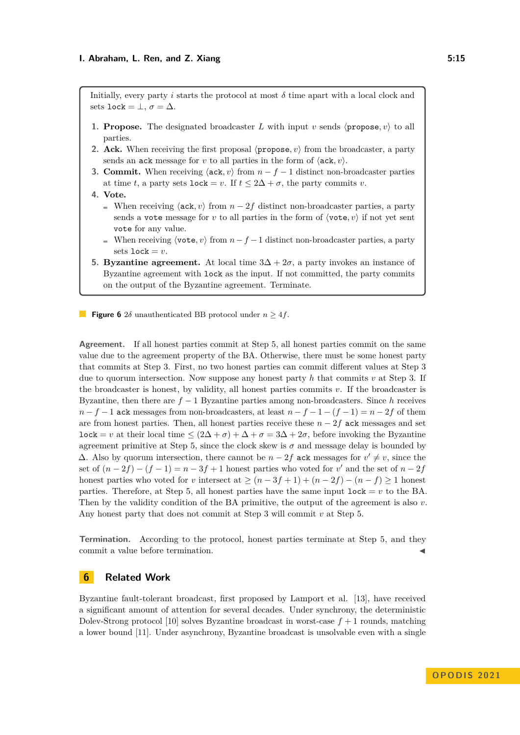Initially, every party $i$ starts the protocol at most $\delta$ time apart with a local clock and sets lock $= \perp$, $\sigma = \Delta$.

1. **Propose.** The designated broadcaster $L$ with input $v$ sends $\langle \texttt{propose}, v\rangle$ to all parties.
2. **Ack.** When receiving the first proposal $\langle \texttt{propose}, v\rangle$ from the broadcaster, a party sends an ack message for $v$ to all parties in the form of $\langle \texttt{ack}, v\rangle$.
3. **Commit.** When receiving $\langle \texttt{ack}, v\rangle$ from $n - f - 1$ distinct non-broadcaster parties at time $t$, a party sets lock $= v$. If $t \leq 2\Delta + \sigma$, the party commits $v$.
4. **Vote.**
   - When receiving $\langle \texttt{ack}, v\rangle$ from $n - 2f$ distinct non-broadcaster parties, a party sends a vote message for $v$ to all parties in the form of $\langle \texttt{vote}, v\rangle$ if not yet sent vote for any value.
   - When receiving $\langle \texttt{vote}, v\rangle$ from $n - f - 1$ distinct non-broadcaster parties, a party sets lock $= v$.
5. **Byzantine agreement.** At local time $3\Delta + 2\sigma$, a party invokes an instance of Byzantine agreement with lock as the input. If not committed, the party commits on the output of the Byzantine agreement. Terminate.

**Figure 6** $2\delta$ unauthenticated BB protocol under $n \geq 4f$.

**Agreement.** If all honest parties commit at Step 5, all honest parties commit on the same value due to the agreement property of the BA. Otherwise, there must be some honest party that commits at Step 3. First, no two honest parties can commit different values at Step 3 due to quorum intersection. Now suppose any honest party $h$ that commits $v$ at Step 3. If the broadcaster is honest, by validity, all honest parties commits $v$. If the broadcaster is Byzantine, then there are $f - 1$ Byzantine parties among non-broadcasters. Since $h$ receives $n - f - 1$ ack messages from non-broadcasters, at least $n - f - 1 - (f - 1) = n - 2f$ of them are from honest parties. Then, all honest parties receive these $n - 2f$ ack messages and set lock $= v$ at their local time $\leq (2\Delta + \sigma) + \Delta + \sigma = 3\Delta + 2\sigma$, before invoking the Byzantine agreement primitive at Step 5, since the clock skew is $\sigma$ and message delay is bounded by $\Delta$. Also by quorum intersection, there cannot be $n - 2f$ ack messages for $v' \neq v$, since the set of $(n - 2f) - (f - 1) = n - 3f + 1$ honest parties who voted for $v'$ and the set of $n - 2f$ honest parties who voted for $v$ intersect at $\geq (n - 3f + 1) + (n - 2f) - (n - f) \geq 1$ honest parties. Therefore, at Step 5, all honest parties have the same input lock $= v$ to the BA. Then by the validity condition of the BA primitive, the output of the agreement is also $v$. Any honest party that does not commit at Step 3 will commit $v$ at Step 5.

**Termination.** According to the protocol, honest parties terminate at Step 5, and they commit a value before termination. ◀

## 6 Related Work

Byzantine fault-tolerant broadcast, first proposed by Lamport et al. [13], have received a significant amount of attention for several decades. Under synchrony, the deterministic Dolev-Strong protocol [10] solves Byzantine broadcast in worst-case $f + 1$ rounds, matching a lower bound [11]. Under asynchrony, Byzantine broadcast is unsolvable even with a single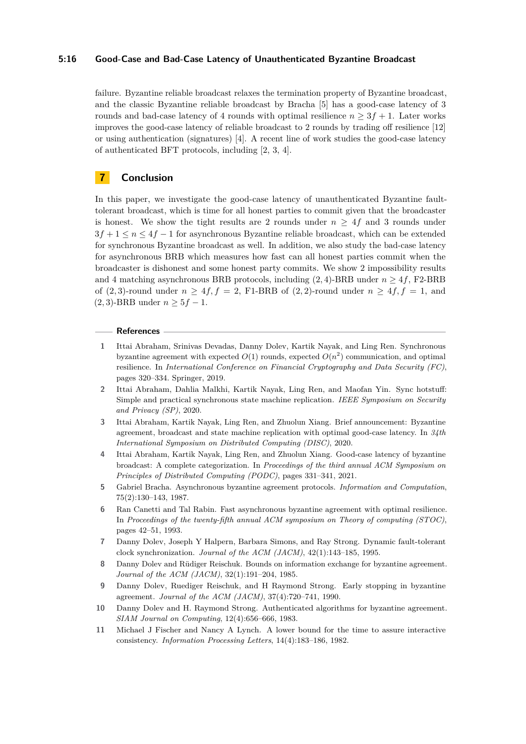failure. Byzantine reliable broadcast relaxes the termination property of Byzantine broadcast, and the classic Byzantine reliable broadcast by Bracha [5] has a good-case latency of 3 rounds and bad-case latency of 4 rounds with optimal resilience $n \geq 3f+1$. Later works improves the good-case latency of reliable broadcast to 2 rounds by trading off resilience [12] or using authentication (signatures) [4]. A recent line of work studies the good-case latency of authenticated BFT protocols, including [2, 3, 4].

## 7 Conclusion

In this paper, we investigate the good-case latency of unauthenticated Byzantine fault-tolerant broadcast, which is time for all honest parties to commit given that the broadcaster is honest. We show the tight results are 2 rounds under $n \geq 4f$ and 3 rounds under $3f+1 \leq n \leq 4f-1$ for asynchronous Byzantine reliable broadcast, which can be extended for synchronous Byzantine broadcast as well. In addition, we also study the bad-case latency for asynchronous BRB which measures how fast can all honest parties commit when the broadcaster is dishonest and some honest party commits. We show 2 impossibility results and 4 matching asynchronous BRB protocols, including $(2,4)$-BRB under $n \geq 4f$, F2-BRB of $(2,3)$-round under $n \geq 4f, f=2$, F1-BRB of $(2,2)$-round under $n \geq 4f, f=1$, and $(2,3)$-BRB under $n \geq 5f-1$.

## References

1. Ittai Abraham, Srinivas Devadas, Danny Dolev, Kartik Nayak, and Ling Ren. Synchronous byzantine agreement with expected $O(1)$ rounds, expected $O(n^2)$ communication, and optimal resilience. In *International Conference on Financial Cryptography and Data Security (FC)*, pages 320–334. Springer, 2019.
2. Ittai Abraham, Dahlia Malkhi, Kartik Nayak, Ling Ren, and Maofan Yin. Sync hotstuff: Simple and practical synchronous state machine replication. *IEEE Symposium on Security and Privacy (SP)*, 2020.
3. Ittai Abraham, Kartik Nayak, Ling Ren, and Zhuolun Xiang. Brief announcement: Byzantine agreement, broadcast and state machine replication with optimal good-case latency. In *34th International Symposium on Distributed Computing (DISC)*, 2020.
4. Ittai Abraham, Kartik Nayak, Ling Ren, and Zhuolun Xiang. Good-case latency of byzantine broadcast: A complete categorization. In *Proceedings of the third annual ACM Symposium on Principles of Distributed Computing (PODC)*, pages 331–341, 2021.
5. Gabriel Bracha. Asynchronous byzantine agreement protocols. *Information and Computation*, 75(2):130–143, 1987.
6. Ran Canetti and Tal Rabin. Fast asynchronous byzantine agreement with optimal resilience. In *Proceedings of the twenty-fifth annual ACM symposium on Theory of computing (STOC)*, pages 42–51, 1993.
7. Danny Dolev, Joseph Y Halpern, Barbara Simons, and Ray Strong. Dynamic fault-tolerant clock synchronization. *Journal of the ACM (JACM)*, 42(1):143–185, 1995.
8. Danny Dolev and Rüdiger Reischuk. Bounds on information exchange for byzantine agreement. *Journal of the ACM (JACM)*, 32(1):191–204, 1985.
9. Danny Dolev, Ruediger Reischuk, and H Raymond Strong. Early stopping in byzantine agreement. *Journal of the ACM (JACM)*, 37(4):720–741, 1990.
10. Danny Dolev and H. Raymond Strong. Authenticated algorithms for byzantine agreement. *SIAM Journal on Computing*, 12(4):656–666, 1983.
11. Michael J Fischer and Nancy A Lynch. A lower bound for the time to assure interactive consistency. *Information Processing Letters*, 14(4):183–186, 1982.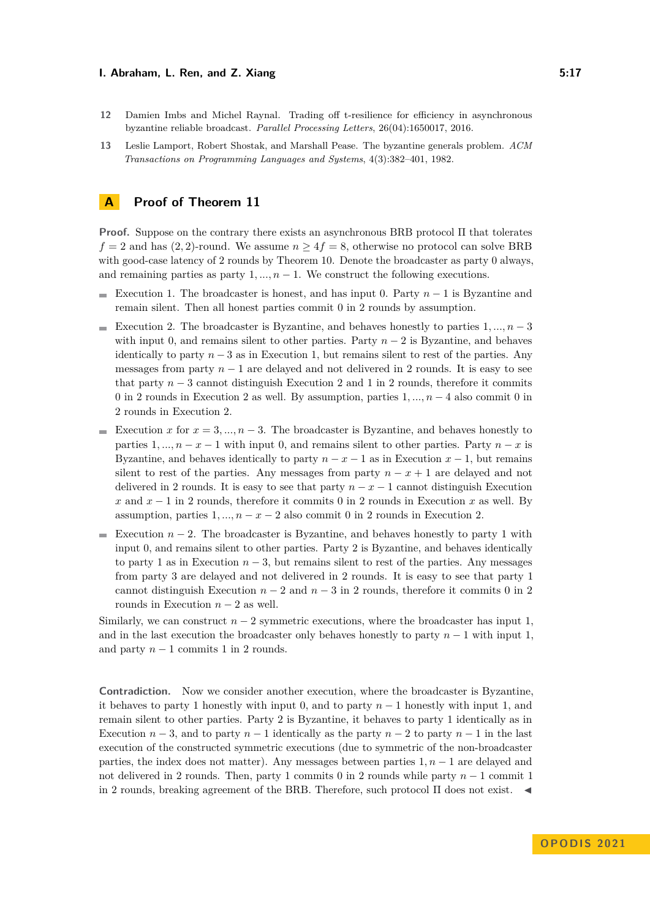12 Damien Imbs and Michel Raynal. Trading off t-resilience for efficiency in asynchronous byzantine reliable broadcast. *Parallel Processing Letters*, 26(04):1650017, 2016.

13 Leslie Lamport, Robert Shostak, and Marshall Pease. The byzantine generals problem. *ACM Transactions on Programming Languages and Systems*, 4(3):382–401, 1982.

# A Proof of Theorem 11

**Proof.** Suppose on the contrary there exists an asynchronous BRB protocol $\Pi$ that tolerates $f = 2$ and has $(2, 2)$-round. We assume $n \geq 4f = 8$, otherwise no protocol can solve BRB with good-case latency of 2 rounds by Theorem 10. Denote the broadcaster as party 0 always, and remaining parties as party $1, ..., n-1$. We construct the following executions.

- Execution 1. The broadcaster is honest, and has input 0. Party $n-1$ is Byzantine and remain silent. Then all honest parties commit 0 in 2 rounds by assumption.
- Execution 2. The broadcaster is Byzantine, and behaves honestly to parties $1, ..., n-3$ with input 0, and remains silent to other parties. Party $n-2$ is Byzantine, and behaves identically to party $n-3$ as in Execution 1, but remains silent to rest of the parties. Any messages from party $n-1$ are delayed and not delivered in 2 rounds. It is easy to see that party $n-3$ cannot distinguish Execution 2 and 1 in 2 rounds, therefore it commits 0 in 2 rounds in Execution 2 as well. By assumption, parties $1, ..., n-4$ also commit 0 in 2 rounds in Execution 2.
- Execution $x$ for $x = 3, ..., n-3$. The broadcaster is Byzantine, and behaves honestly to parties $1, ..., n-x-1$ with input 0, and remains silent to other parties. Party $n-x$ is Byzantine, and behaves identically to party $n-x-1$ as in Execution $x-1$, but remains silent to rest of the parties. Any messages from party $n-x+1$ are delayed and not delivered in 2 rounds. It is easy to see that party $n-x-1$ cannot distinguish Execution $x$ and $x-1$ in 2 rounds, therefore it commits 0 in 2 rounds in Execution $x$ as well. By assumption, parties $1, ..., n-x-2$ also commit 0 in 2 rounds in Execution 2.
- Execution $n-2$. The broadcaster is Byzantine, and behaves honestly to party 1 with input 0, and remains silent to other parties. Party 2 is Byzantine, and behaves identically to party 1 as in Execution $n-3$, but remains silent to rest of the parties. Any messages from party 3 are delayed and not delivered in 2 rounds. It is easy to see that party 1 cannot distinguish Execution $n-2$ and $n-3$ in 2 rounds, therefore it commits 0 in 2 rounds in Execution $n-2$ as well.

Similarly, we can construct $n-2$ symmetric executions, where the broadcaster has input 1, and in the last execution the broadcaster only behaves honestly to party $n-1$ with input 1, and party $n-1$ commits 1 in 2 rounds.

**Contradiction.** Now we consider another execution, where the broadcaster is Byzantine, it behaves to party 1 honestly with input 0, and to party $n-1$ honestly with input 1, and remain silent to other parties. Party 2 is Byzantine, it behaves to party 1 identically as in Execution $n-3$, and to party $n-1$ identically as the party $n-2$ to party $n-1$ in the last execution of the constructed symmetric executions (due to symmetric of the non-broadcaster parties, the index does not matter). Any messages between parties $1, n-1$ are delayed and not delivered in 2 rounds. Then, party 1 commits 0 in 2 rounds while party $n-1$ commit 1 in 2 rounds, breaking agreement of the BRB. Therefore, such protocol $\Pi$ does not exist. ◀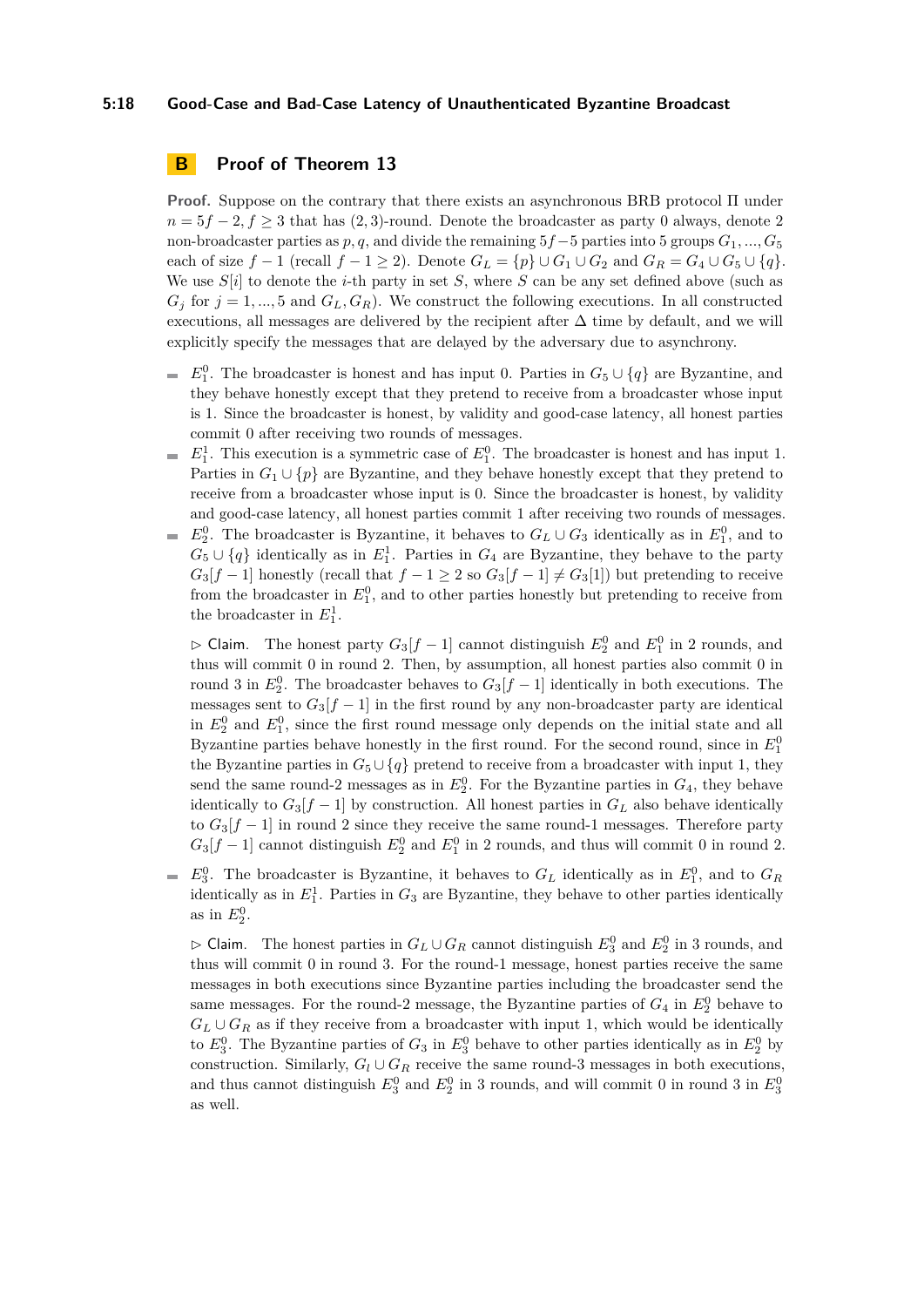## B Proof of Theorem 13

**Proof.** Suppose on the contrary that there exists an asynchronous BRB protocol $\Pi$ under $n = 5f - 2, f \geq 3$ that has $(2, 3)$-round. Denote the broadcaster as party 0 always, denote 2 non-broadcaster parties as $p, q$, and divide the remaining $5f - 5$ parties into 5 groups $G_1, ..., G_5$ each of size $f - 1$ (recall $f - 1 \geq 2$). Denote $G_L = \{p\} \cup G_1 \cup G_2$ and $G_R = G_4 \cup G_5 \cup \{q\}$. We use $S[i]$ to denote the $i$-th party in set $S$, where $S$ can be any set defined above (such as $G_j$ for $j = 1, ..., 5$ and $G_L, G_R$). We construct the following executions. In all constructed executions, all messages are delivered by the recipient after $\Delta$ time by default, and we will explicitly specify the messages that are delayed by the adversary due to asynchrony.

- $E_1^0$. The broadcaster is honest and has input 0. Parties in $G_5 \cup \{q\}$ are Byzantine, and they behave honestly except that they pretend to receive from a broadcaster whose input is 1. Since the broadcaster is honest, by validity and good-case latency, all honest parties commit 0 after receiving two rounds of messages.
- $E_1^1$. This execution is a symmetric case of $E_1^0$. The broadcaster is honest and has input 1. Parties in $G_1 \cup \{p\}$ are Byzantine, and they behave honestly except that they pretend to receive from a broadcaster whose input is 0. Since the broadcaster is honest, by validity and good-case latency, all honest parties commit 1 after receiving two rounds of messages.
- $E_2^0$. The broadcaster is Byzantine, it behaves to $G_L \cup G_3$ identically as in $E_1^0$, and to $G_5 \cup \{q\}$ identically as in $E_1^1$. Parties in $G_4$ are Byzantine, they behave to the party $G_3[f - 1]$ honestly (recall that $f - 1 \geq 2$ so $G_3[f - 1] \neq G_3[1]$) but pretending to receive from the broadcaster in $E_1^0$, and to other parties honestly but pretending to receive from the broadcaster in $E_1^1$.

  ▷ Claim. The honest party $G_3[f - 1]$ cannot distinguish $E_2^0$ and $E_1^0$ in 2 rounds, and thus will commit 0 in round 2. Then, by assumption, all honest parties also commit 0 in round 3 in $E_2^0$. The broadcaster behaves to $G_3[f - 1]$ identically in both executions. The messages sent to $G_3[f - 1]$ in the first round by any non-broadcaster party are identical in $E_2^0$ and $E_1^0$, since the first round message only depends on the initial state and all Byzantine parties behave honestly in the first round. For the second round, since in $E_1^0$ the Byzantine parties in $G_5 \cup \{q\}$ pretend to receive from a broadcaster with input 1, they send the same round-2 messages as in $E_2^0$. For the Byzantine parties in $G_4$, they behave identically to $G_3[f - 1]$ by construction. All honest parties in $G_L$ also behave identically to $G_3[f - 1]$ in round 2 since they receive the same round-1 messages. Therefore party $G_3[f - 1]$ cannot distinguish $E_2^0$ and $E_1^0$ in 2 rounds, and thus will commit 0 in round 2.

- $E_3^0$. The broadcaster is Byzantine, it behaves to $G_L$ identically as in $E_1^0$, and to $G_R$ identically as in $E_1^1$. Parties in $G_3$ are Byzantine, they behave to other parties identically as in $E_2^0$.

  ▷ Claim. The honest parties in $G_L \cup G_R$ cannot distinguish $E_3^0$ and $E_2^0$ in 3 rounds, and thus will commit 0 in round 3. For the round-1 message, honest parties receive the same messages in both executions since Byzantine parties including the broadcaster send the same messages. For the round-2 message, the Byzantine parties of $G_4$ in $E_2^0$ behave to $G_L \cup G_R$ as if they receive from a broadcaster with input 1, which would be identically to $E_3^0$. The Byzantine parties of $G_3$ in $E_3^0$ behave to other parties identically as in $E_2^0$ by construction. Similarly, $G_l \cup G_R$ receive the same round-3 messages in both executions, and thus cannot distinguish $E_3^0$ and $E_2^0$ in 3 rounds, and will commit 0 in round 3 in $E_3^0$ as well.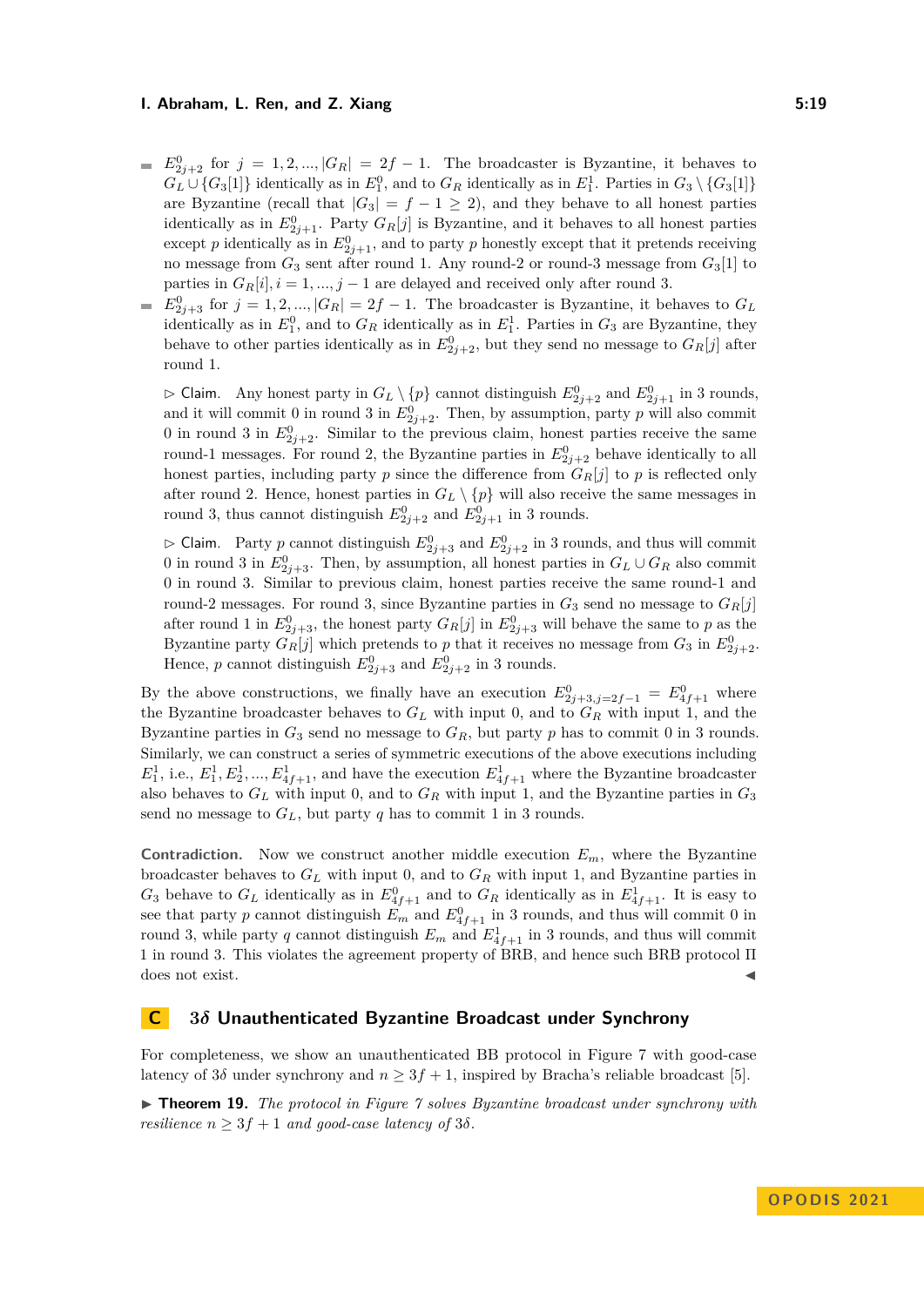- $E^0_{2j+2}$ for $j = 1, 2, ..., |G_R| = 2f-1$. The broadcaster is Byzantine, it behaves to $G_L \cup \{G_3[1]\}$ identically as in $E^0_1$, and to $G_R$ identically as in $E^1_1$. Parties in $G_3 \setminus \{G_3[1]\}$ are Byzantine (recall that $|G_3| = f-1 \geq 2$), and they behave to all honest parties identically as in $E^0_{2j+1}$. Party $G_R[j]$ is Byzantine, and it behaves to all honest parties except $p$ identically as in $E^0_{2j+1}$, and to party $p$ honestly except that it pretends receiving no message from $G_3$ sent after round 1. Any round-2 or round-3 message from $G_3[1]$ to parties in $G_R[i], i = 1, ..., j-1$ are delayed and received only after round 3.
- $E^0_{2j+3}$ for $j = 1, 2, ..., |G_R| = 2f-1$. The broadcaster is Byzantine, it behaves to $G_L$ identically as in $E^0_1$, and to $G_R$ identically as in $E^1_1$. Parties in $G_3$ are Byzantine, they behave to other parties identically as in $E^0_{2j+2}$, but they send no message to $G_R[j]$ after round 1.

▷ Claim. Any honest party in $G_L \setminus \{p\}$ cannot distinguish $E^0_{2j+2}$ and $E^0_{2j+1}$ in 3 rounds, and it will commit 0 in round 3 in $E^0_{2j+2}$. Then, by assumption, party $p$ will also commit 0 in round 3 in $E^0_{2j+2}$. Similar to the previous claim, honest parties receive the same round-1 messages. For round 2, the Byzantine parties in $E^0_{2j+2}$ behave identically to all honest parties, including party $p$ since the difference from $G_R[j]$ to $p$ is reflected only after round 2. Hence, honest parties in $G_L \setminus \{p\}$ will also receive the same messages in round 3, thus cannot distinguish $E^0_{2j+2}$ and $E^0_{2j+1}$ in 3 rounds.

▷ Claim. Party $p$ cannot distinguish $E^0_{2j+3}$ and $E^0_{2j+2}$ in 3 rounds, and thus will commit 0 in round 3 in $E^0_{2j+3}$. Then, by assumption, all honest parties in $G_L \cup G_R$ also commit 0 in round 3. Similar to previous claim, honest parties receive the same round-1 and round-2 messages. For round 3, since Byzantine parties in $G_3$ send no message to $G_R[j]$ after round 1 in $E^0_{2j+3}$, the honest party $G_R[j]$ in $E^0_{2j+3}$ will behave the same to $p$ as the Byzantine party $G_R[j]$ which pretends to $p$ that it receives no message from $G_3$ in $E^0_{2j+2}$. Hence, $p$ cannot distinguish $E^0_{2j+3}$ and $E^0_{2j+2}$ in 3 rounds.

By the above constructions, we finally have an execution $E^0_{2j+3, j=2f-1} = E^0_{4f+1}$ where the Byzantine broadcaster behaves to $G_L$ with input 0, and to $G_R$ with input 1, and the Byzantine parties in $G_3$ send no message to $G_R$, but party $p$ has to commit 0 in 3 rounds. Similarly, we can construct a series of symmetric executions of the above executions including $E^1_1$, i.e., $E^1_1, E^1_2, ..., E^1_{4f+1}$, and have the execution $E^1_{4f+1}$ where the Byzantine broadcaster also behaves to $G_L$ with input 0, and to $G_R$ with input 1, and the Byzantine parties in $G_3$ send no message to $G_L$, but party $q$ has to commit 1 in 3 rounds.

**Contradiction.** Now we construct another middle execution $E_m$, where the Byzantine broadcaster behaves to $G_L$ with input 0, and to $G_R$ with input 1, and Byzantine parties in $G_3$ behave to $G_L$ identically as in $E^0_{4f+1}$ and to $G_R$ identically as in $E^1_{4f+1}$. It is easy to see that party $p$ cannot distinguish $E_m$ and $E^0_{4f+1}$ in 3 rounds, and thus will commit 0 in round 3, while party $q$ cannot distinguish $E_m$ and $E^1_{4f+1}$ in 3 rounds, and thus will commit 1 in round 3. This violates the agreement property of BRB, and hence such BRB protocol Π does not exist. ◀

# C $3\delta$ Unauthenticated Byzantine Broadcast under Synchrony

For completeness, we show an unauthenticated BB protocol in Figure 7 with good-case latency of $3\delta$ under synchrony and $n \geq 3f+1$, inspired by Bracha's reliable broadcast [5].

▶ **Theorem 19.** *The protocol in Figure 7 solves Byzantine broadcast under synchrony with resilience $n \geq 3f+1$ and good-case latency of $3\delta$.*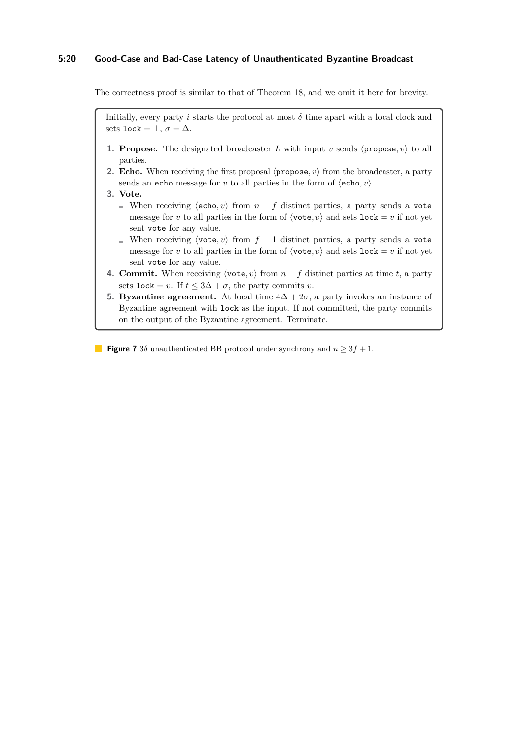The correctness proof is similar to that of Theorem 18, and we omit it here for brevity.

Initially, every party $i$ starts the protocol at most $\delta$ time apart with a local clock and sets `lock` $= \bot$, $\sigma = \Delta$.

1. **Propose.** The designated broadcaster $L$ with input $v$ sends $\langle$`propose`$, v\rangle$ to all parties.
2. **Echo.** When receiving the first proposal $\langle$`propose`$, v\rangle$ from the broadcaster, a party sends an `echo` message for $v$ to all parties in the form of $\langle$`echo`$, v\rangle$.
3. **Vote.**
   - When receiving $\langle$`echo`$, v\rangle$ from $n - f$ distinct parties, a party sends a `vote` message for $v$ to all parties in the form of $\langle$`vote`$, v\rangle$ and sets `lock` $= v$ if not yet sent `vote` for any value.
   - When receiving $\langle$`vote`$, v\rangle$ from $f + 1$ distinct parties, a party sends a `vote` message for $v$ to all parties in the form of $\langle$`vote`$, v\rangle$ and sets `lock` $= v$ if not yet sent `vote` for any value.
4. **Commit.** When receiving $\langle$`vote`$, v\rangle$ from $n - f$ distinct parties at time $t$, a party sets `lock` $= v$. If $t \leq 3\Delta + \sigma$, the party commits $v$.
5. **Byzantine agreement.** At local time $4\Delta + 2\sigma$, a party invokes an instance of Byzantine agreement with `lock` as the input. If not committed, the party commits on the output of the Byzantine agreement. Terminate.

**Figure 7** $3\delta$ unauthenticated BB protocol under synchrony and $n \geq 3f + 1$.